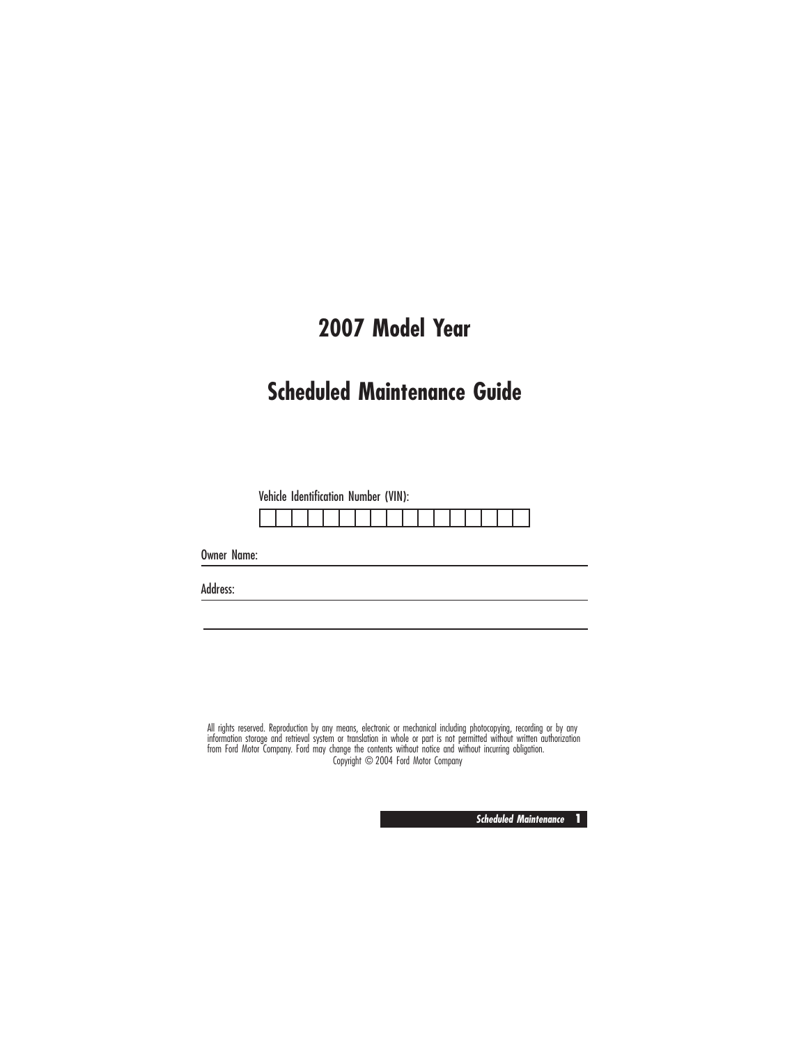# 2007 Model Year

# Scheduled Maintenance Guide

Vehicle Identification Number (VIN):

| | | | | | | | | | | | | | | | | |
|---|---|---|---|---|---|---|---|---|---|---|---|---|---|---|---|---|
| | | | | | | | | | | | | | | | | |

Owner Name: \_\_\_\_\_\_\_\_\_\_\_\_\_\_\_\_\_\_\_\_\_\_\_\_\_\_\_\_\_\_\_\_\_\_\_\_\_\_\_\_

Address: \_\_\_\_\_\_\_\_\_\_\_\_\_\_\_\_\_\_\_\_\_\_\_\_\_\_\_\_\_\_\_\_\_\_\_\_\_\_\_\_

\_\_\_\_\_\_\_\_\_\_\_\_\_\_\_\_\_\_\_\_\_\_\_\_\_\_\_\_\_\_\_\_\_\_\_\_\_\_\_\_\_\_\_\_\_\_\_\_\_\_

All rights reserved. Reproduction by any means, electronic or mechanical including photocopying, recording or by any information storage and retrieval system or translation in whole or part is not permitted without written authorization from Ford Motor Company. Ford may change the contents without notice and without incurring obligation.

Copyright © 2004 Ford Motor Company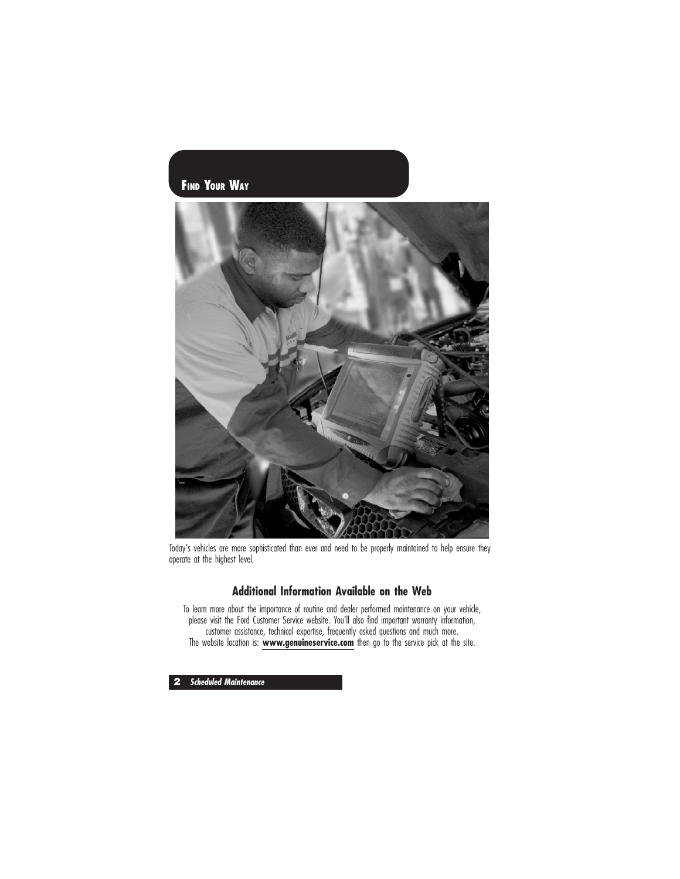# Find Your Way

Today's vehicles are more sophisticated than ever and need to be properly maintained to help ensure they operate at the highest level.

## Additional Information Available on the Web

To learn more about the importance of routine and dealer performed maintenance on your vehicle, please visit the Ford Customer Service website. You'll also find important warranty information, customer assistance, technical expertise, frequently asked questions and much more. The website location is: **www.genuineservice.com** then go to the service pick at the site.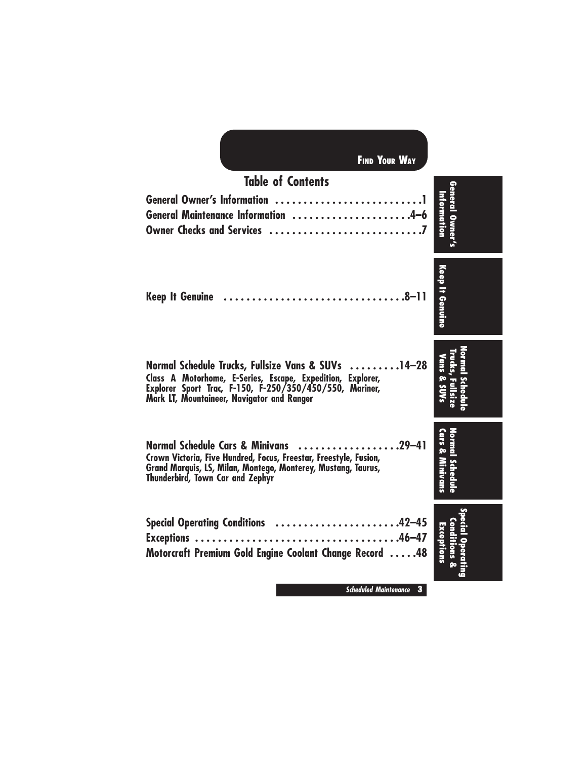# Table of Contents

**General Owner's Information** .......................... 1
**General Maintenance Information** .................... 4–6
**Owner Checks and Services** ........................... 7

**Keep It Genuine** ................................ 8–11

**Normal Schedule Trucks, Fullsize Vans & SUVs** ......... 14–28
Class A Motorhome, E-Series, Escape, Expedition, Explorer, Explorer Sport Trac, F-150, F-250/350/450/550, Mariner, Mark LT, Mountaineer, Navigator and Ranger

**Normal Schedule Cars & Minivans** .................. 29–41
Crown Victoria, Five Hundred, Focus, Freestar, Freestyle, Fusion, Grand Marquis, LS, Milan, Montego, Monterey, Mustang, Taurus, Thunderbird, Town Car and Zephyr

**Special Operating Conditions** ..................... 42–45
**Exceptions** .................................... 46–47
**Motorcraft Premium Gold Engine Coolant Change Record** ..... 48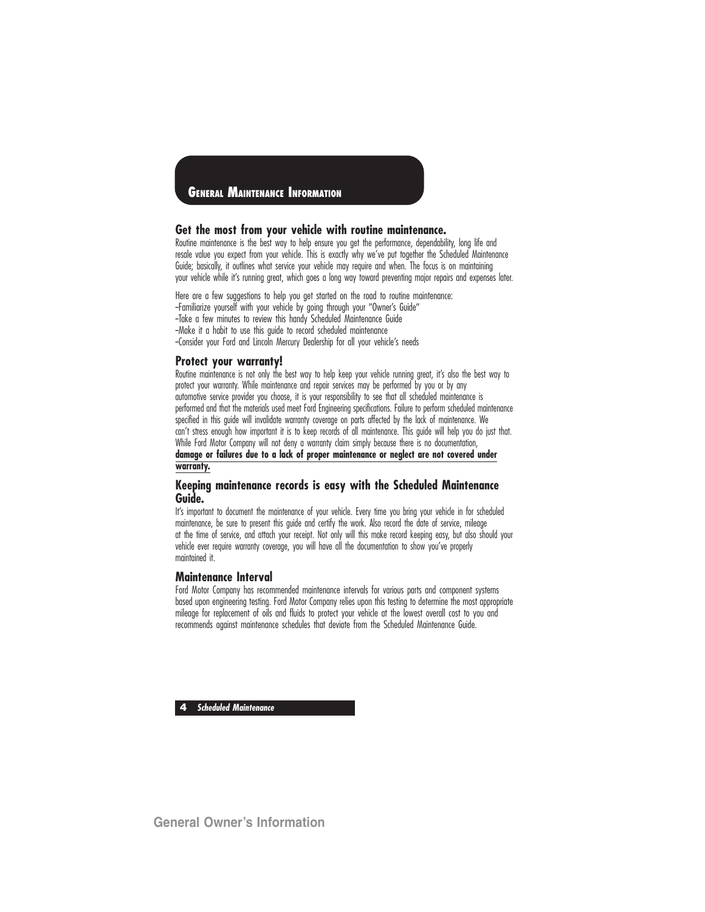## General Maintenance Information

### Get the most from your vehicle with routine maintenance.

Routine maintenance is the best way to help ensure you get the performance, dependability, long life and resale value you expect from your vehicle. This is exactly why we've put together the Scheduled Maintenance Guide; basically, it outlines what service your vehicle may require and when. The focus is on maintaining your vehicle while it's running great, which goes a long way toward preventing major repairs and expenses later.

Here are a few suggestions to help you get started on the road to routine maintenance:

–Familiarize yourself with your vehicle by going through your "Owner's Guide"
–Take a few minutes to review this handy Scheduled Maintenance Guide
–Make it a habit to use this guide to record scheduled maintenance
–Consider your Ford and Lincoln Mercury Dealership for all your vehicle's needs

### Protect your warranty!

Routine maintenance is not only the best way to help keep your vehicle running great, it's also the best way to protect your warranty. While maintenance and repair services may be performed by you or by any automotive service provider you choose, it is your responsibility to see that all scheduled maintenance is performed and that the materials used meet Ford Engineering specifications. Failure to perform scheduled maintenance specified in this guide will invalidate warranty coverage on parts affected by the lack of maintenance. We can't stress enough how important it is to keep records of all maintenance. This guide will help you do just that. While Ford Motor Company will not deny a warranty claim simply because there is no documentation, **damage or failures due to a lack of proper maintenance or neglect are not covered under warranty.**

### Keeping maintenance records is easy with the Scheduled Maintenance Guide.

It's important to document the maintenance of your vehicle. Every time you bring your vehicle in for scheduled maintenance, be sure to present this guide and certify the work. Also record the date of service, mileage at the time of service, and attach your receipt. Not only will this make record keeping easy, but also should your vehicle ever require warranty coverage, you will have all the documentation to show you've properly maintained it.

### Maintenance Interval

Ford Motor Company has recommended maintenance intervals for various parts and component systems based upon engineering testing. Ford Motor Company relies upon this testing to determine the most appropriate mileage for replacement of oils and fluids to protect your vehicle at the lowest overall cost to you and recommends against maintenance schedules that deviate from the Scheduled Maintenance Guide.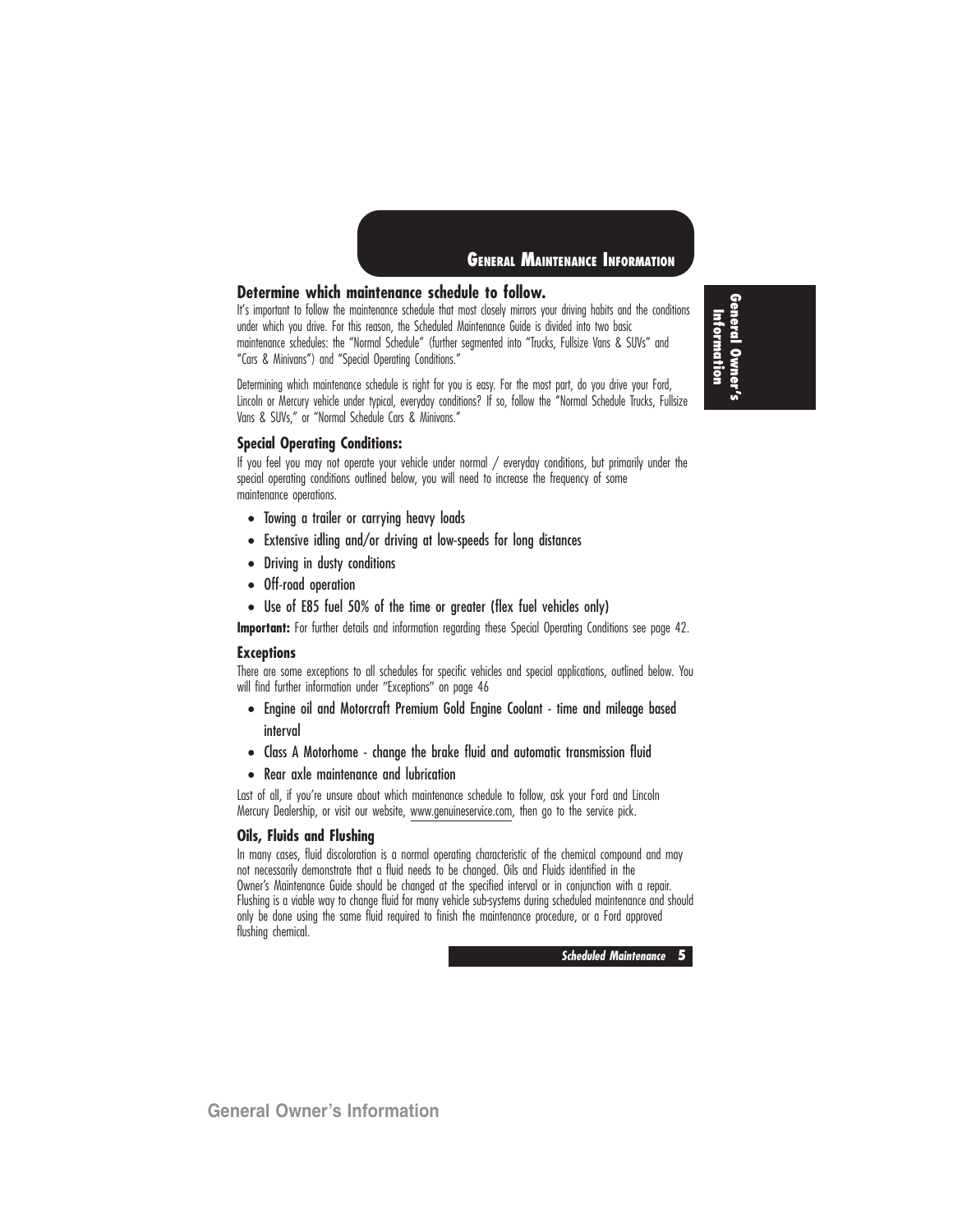## GENERAL MAINTENANCE INFORMATION

### Determine which maintenance schedule to follow.

It's important to follow the maintenance schedule that most closely mirrors your driving habits and the conditions under which you drive. For this reason, the Scheduled Maintenance Guide is divided into two basic maintenance schedules: the "Normal Schedule" (further segmented into "Trucks, Fullsize Vans & SUVs" and "Cars & Minivans") and "Special Operating Conditions."

Determining which maintenance schedule is right for you is easy. For the most part, do you drive your Ford, Lincoln or Mercury vehicle under typical, everyday conditions? If so, follow the "Normal Schedule Trucks, Fullsize Vans & SUVs," or "Normal Schedule Cars & Minivans."

### Special Operating Conditions:

If you feel you may not operate your vehicle under normal / everyday conditions, but primarily under the special operating conditions outlined below, you will need to increase the frequency of some maintenance operations.

- Towing a trailer or carrying heavy loads
- Extensive idling and/or driving at low-speeds for long distances
- Driving in dusty conditions
- Off-road operation
- Use of E85 fuel 50% of the time or greater (flex fuel vehicles only)

**Important:** For further details and information regarding these Special Operating Conditions see page 42.

### Exceptions

There are some exceptions to all schedules for specific vehicles and special applications, outlined below. You will find further information under "Exceptions" on page 46

- Engine oil and Motorcraft Premium Gold Engine Coolant - time and mileage based interval
- Class A Motorhome - change the brake fluid and automatic transmission fluid
- Rear axle maintenance and lubrication

Last of all, if you're unsure about which maintenance schedule to follow, ask your Ford and Lincoln Mercury Dealership, or visit our website, www.genuineservice.com, then go to the service pick.

### Oils, Fluids and Flushing

In many cases, fluid discoloration is a normal operating characteristic of the chemical compound and may not necessarily demonstrate that a fluid needs to be changed. Oils and Fluids identified in the Owner's Maintenance Guide should be changed at the specified interval or in conjunction with a repair. Flushing is a viable way to change fluid for many vehicle sub-systems during scheduled maintenance and should only be done using the same fluid required to finish the maintenance procedure, or a Ford approved flushing chemical.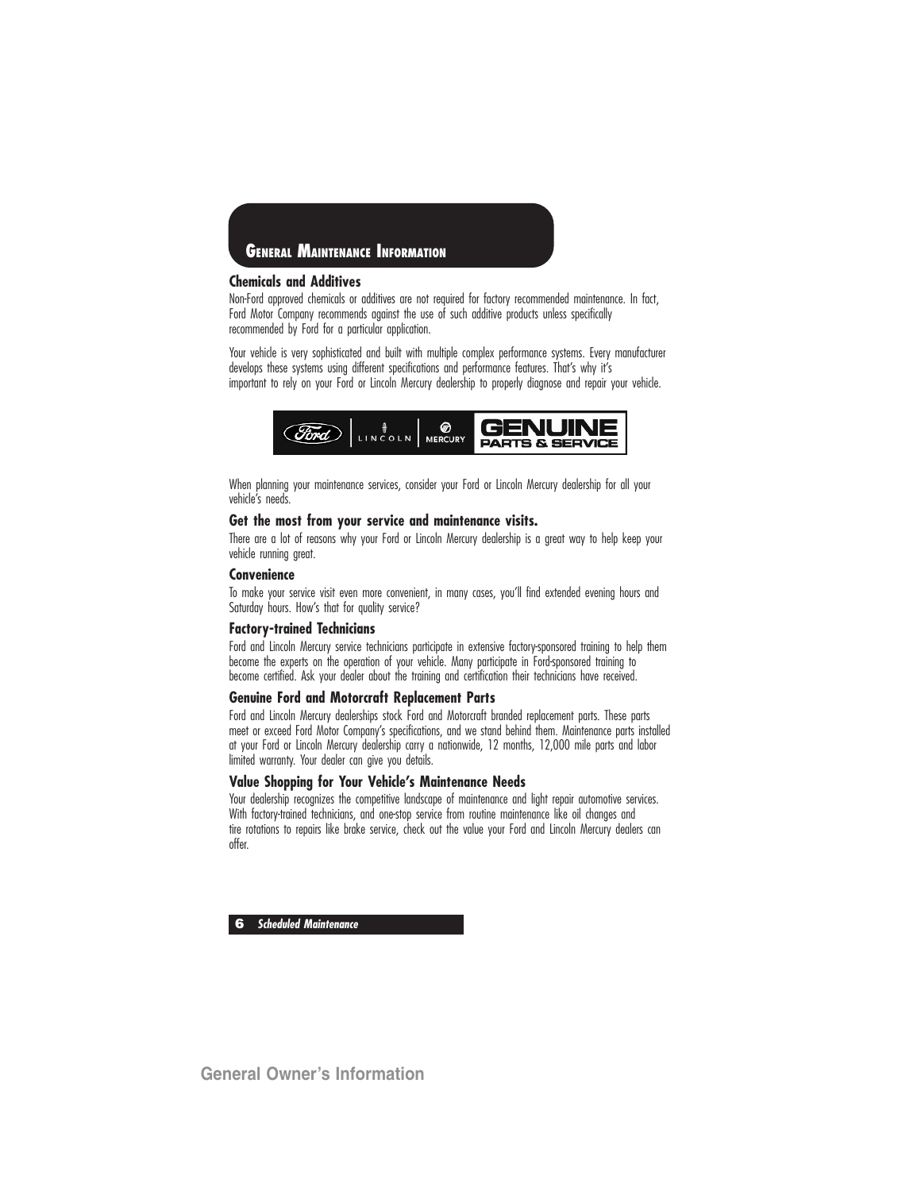## GENERAL MAINTENANCE INFORMATION

### Chemicals and Additives

Non-Ford approved chemicals or additives are not required for factory recommended maintenance. In fact, Ford Motor Company recommends against the use of such additive products unless specifically recommended by Ford for a particular application.

Your vehicle is very sophisticated and built with multiple complex performance systems. Every manufacturer develops these systems using different specifications and performance features. That's why it's important to rely on your Ford or Lincoln Mercury dealership to properly diagnose and repair your vehicle.

Ford | LINCOLN | MERCURY | GENUINE PARTS & SERVICE

When planning your maintenance services, consider your Ford or Lincoln Mercury dealership for all your vehicle's needs.

### Get the most from your service and maintenance visits.

There are a lot of reasons why your Ford or Lincoln Mercury dealership is a great way to help keep your vehicle running great.

### Convenience

To make your service visit even more convenient, in many cases, you'll find extended evening hours and Saturday hours. How's that for quality service?

### Factory-trained Technicians

Ford and Lincoln Mercury service technicians participate in extensive factory-sponsored training to help them become the experts on the operation of your vehicle. Many participate in Ford-sponsored training to become certified. Ask your dealer about the training and certification their technicians have received.

### Genuine Ford and Motorcraft Replacement Parts

Ford and Lincoln Mercury dealerships stock Ford and Motorcraft branded replacement parts. These parts meet or exceed Ford Motor Company's specifications, and we stand behind them. Maintenance parts installed at your Ford or Lincoln Mercury dealership carry a nationwide, 12 months, 12,000 mile parts and labor limited warranty. Your dealer can give you details.

### Value Shopping for Your Vehicle's Maintenance Needs

Your dealership recognizes the competitive landscape of maintenance and light repair automotive services. With factory-trained technicians, and one-stop service from routine maintenance like oil changes and tire rotations to repairs like brake service, check out the value your Ford and Lincoln Mercury dealers can offer.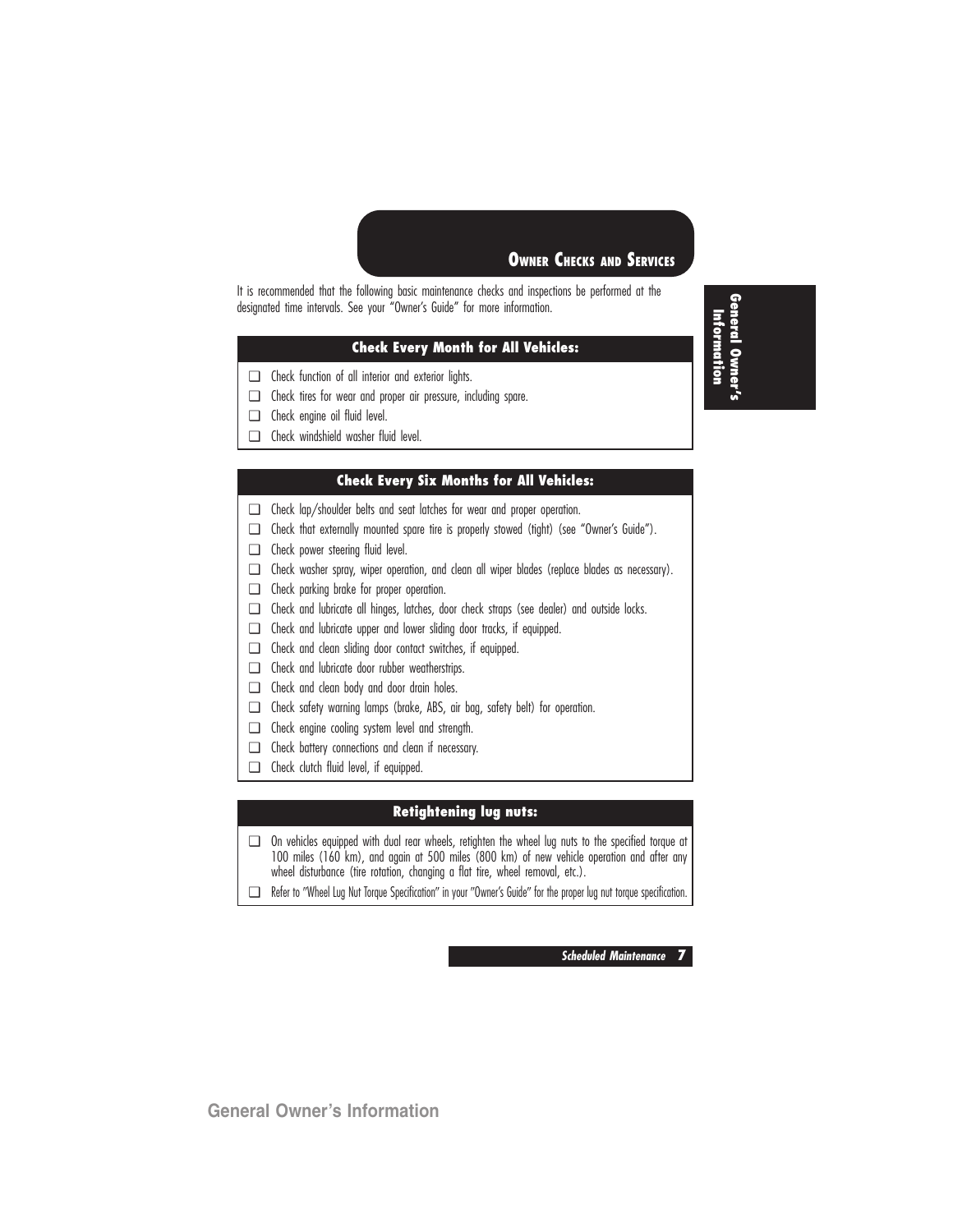## Owner Checks and Services

It is recommended that the following basic maintenance checks and inspections be performed at the designated time intervals. See your "Owner's Guide" for more information.

### Check Every Month for All Vehicles:

- ❑ Check function of all interior and exterior lights.
- ❑ Check tires for wear and proper air pressure, including spare.
- ❑ Check engine oil fluid level.
- ❑ Check windshield washer fluid level.

### Check Every Six Months for All Vehicles:

- ❑ Check lap/shoulder belts and seat latches for wear and proper operation.
- ❑ Check that externally mounted spare tire is properly stowed (tight) (see "Owner's Guide").
- ❑ Check power steering fluid level.
- ❑ Check washer spray, wiper operation, and clean all wiper blades (replace blades as necessary).
- ❑ Check parking brake for proper operation.
- ❑ Check and lubricate all hinges, latches, door check straps (see dealer) and outside locks.
- ❑ Check and lubricate upper and lower sliding door tracks, if equipped.
- ❑ Check and clean sliding door contact switches, if equipped.
- ❑ Check and lubricate door rubber weatherstrips.
- ❑ Check and clean body and door drain holes.
- ❑ Check safety warning lamps (brake, ABS, air bag, safety belt) for operation.
- ❑ Check engine cooling system level and strength.
- ❑ Check battery connections and clean if necessary.
- ❑ Check clutch fluid level, if equipped.

### Retightening lug nuts:

- ❑ On vehicles equipped with dual rear wheels, retighten the wheel lug nuts to the specified torque at 100 miles (160 km), and again at 500 miles (800 km) of new vehicle operation and after any wheel disturbance (tire rotation, changing a flat tire, wheel removal, etc.).
- ❑ Refer to "Wheel Lug Nut Torque Specification" in your "Owner's Guide" for the proper lug nut torque specification.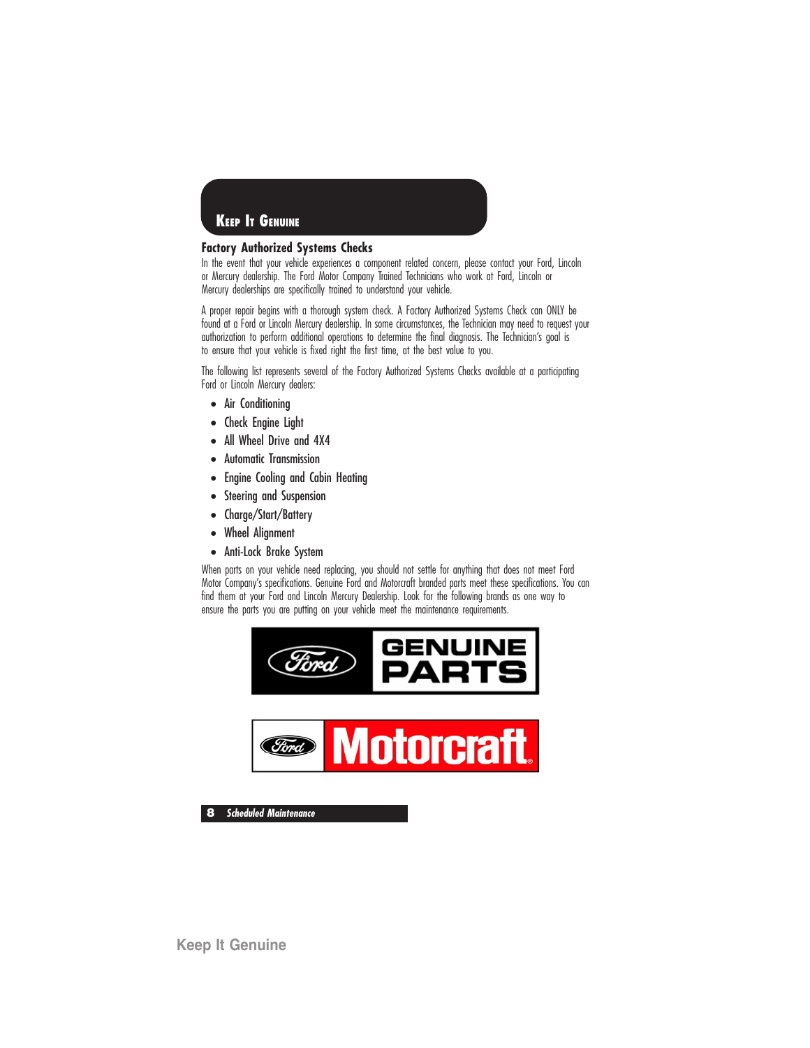# Keep It Genuine

## Factory Authorized Systems Checks

In the event that your vehicle experiences a component related concern, please contact your Ford, Lincoln or Mercury dealership. The Ford Motor Company Trained Technicians who work at Ford, Lincoln or Mercury dealerships are specifically trained to understand your vehicle.

A proper repair begins with a thorough system check. A Factory Authorized Systems Check can ONLY be found at a Ford or Lincoln Mercury dealership. In some circumstances, the Technician may need to request your authorization to perform additional operations to determine the final diagnosis. The Technician's goal is to ensure that your vehicle is fixed right the first time, at the best value to you.

The following list represents several of the Factory Authorized Systems Checks available at a participating Ford or Lincoln Mercury dealers:

- Air Conditioning
- Check Engine Light
- All Wheel Drive and 4X4
- Automatic Transmission
- Engine Cooling and Cabin Heating
- Steering and Suspension
- Charge/Start/Battery
- Wheel Alignment
- Anti-Lock Brake System

When parts on your vehicle need replacing, you should not settle for anything that does not meet Ford Motor Company's specifications. Genuine Ford and Motorcraft branded parts meet these specifications. You can find them at your Ford and Lincoln Mercury Dealership. Look for the following brands as one way to ensure the parts you are putting on your vehicle meet the maintenance requirements.

Ford GENUINE PARTS

Ford Motorcraft®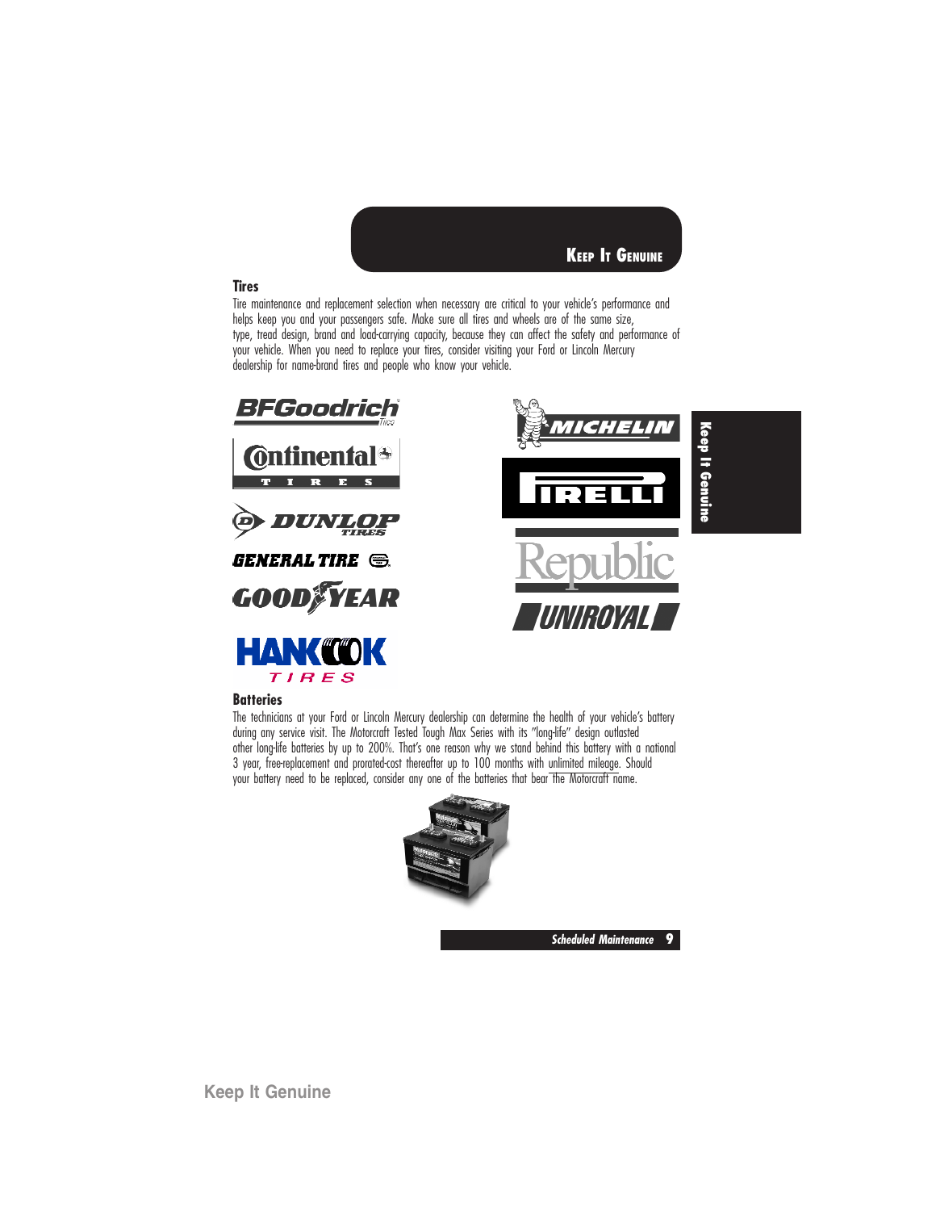## Tires

Tire maintenance and replacement selection when necessary are critical to your vehicle's performance and helps keep you and your passengers safe. Make sure all tires and wheels are of the same size, type, tread design, brand and load-carrying capacity, because they can affect the safety and performance of your vehicle. When you need to replace your tires, consider visiting your Ford or Lincoln Mercury dealership for name-brand tires and people who know your vehicle.

## Batteries

The technicians at your Ford or Lincoln Mercury dealership can determine the health of your vehicle's battery during any service visit. The Motorcraft Tested Tough Max Series with its "long-life" design outlasted other long-life batteries by up to 200%. That's one reason why we stand behind this battery with a national 3 year, free-replacement and prorated-cost thereafter up to 100 months with unlimited mileage. Should your battery need to be replaced, consider any one of the batteries that bear the Motorcraft name.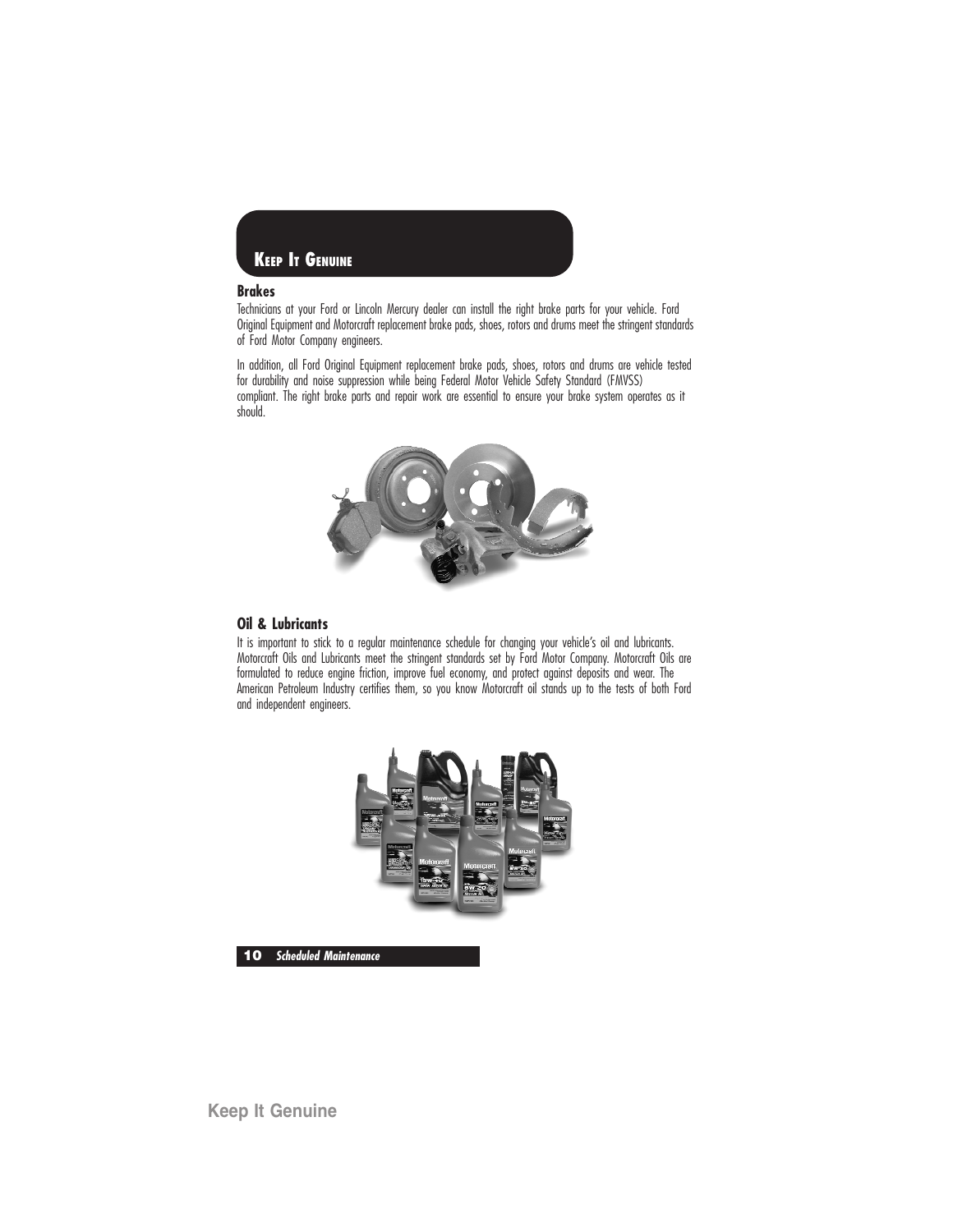## Keep It Genuine

### Brakes

Technicians at your Ford or Lincoln Mercury dealer can install the right brake parts for your vehicle. Ford Original Equipment and Motorcraft replacement brake pads, shoes, rotors and drums meet the stringent standards of Ford Motor Company engineers.

In addition, all Ford Original Equipment replacement brake pads, shoes, rotors and drums are vehicle tested for durability and noise suppression while being Federal Motor Vehicle Safety Standard (FMVSS) compliant. The right brake parts and repair work are essential to ensure your brake system operates as it should.

### Oil & Lubricants

It is important to stick to a regular maintenance schedule for changing your vehicle's oil and lubricants. Motorcraft Oils and Lubricants meet the stringent standards set by Ford Motor Company. Motorcraft Oils are formulated to reduce engine friction, improve fuel economy, and protect against deposits and wear. The American Petroleum Industry certifies them, so you know Motorcraft oil stands up to the tests of both Ford and independent engineers.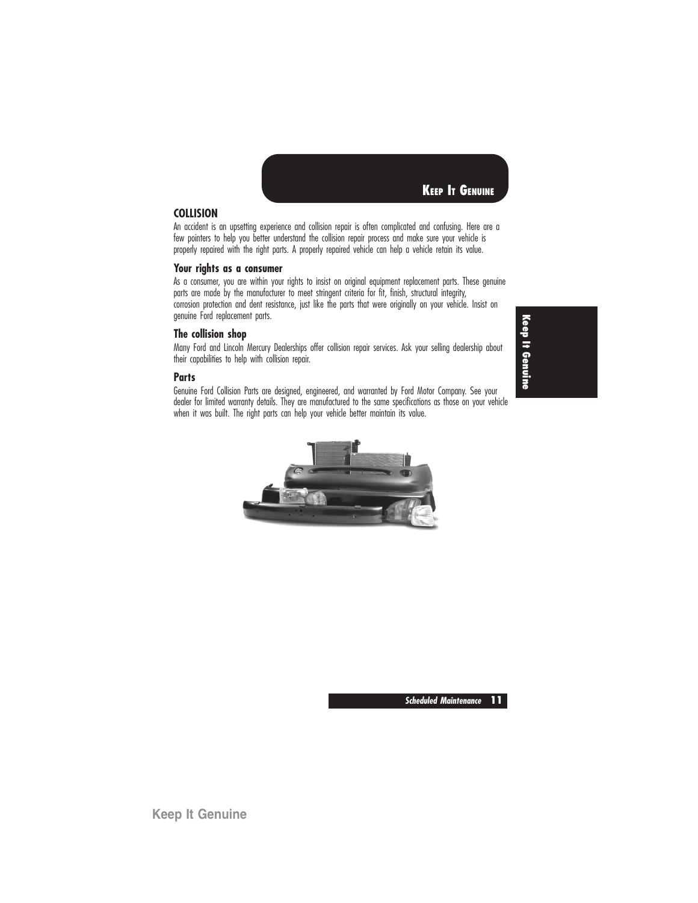## COLLISION

An accident is an upsetting experience and collision repair is often complicated and confusing. Here are a few pointers to help you better understand the collision repair process and make sure your vehicle is properly repaired with the right parts. A properly repaired vehicle can help a vehicle retain its value.

### Your rights as a consumer

As a consumer, you are within your rights to insist on original equipment replacement parts. These genuine parts are made by the manufacturer to meet stringent criteria for fit, finish, structural integrity, corrosion protection and dent resistance, just like the parts that were originally on your vehicle. Insist on genuine Ford replacement parts.

### The collision shop

Many Ford and Lincoln Mercury Dealerships offer collision repair services. Ask your selling dealership about their capabilities to help with collision repair.

### Parts

Genuine Ford Collision Parts are designed, engineered, and warranted by Ford Motor Company. See your dealer for limited warranty details. They are manufactured to the same specifications as those on your vehicle when it was built. The right parts can help your vehicle better maintain its value.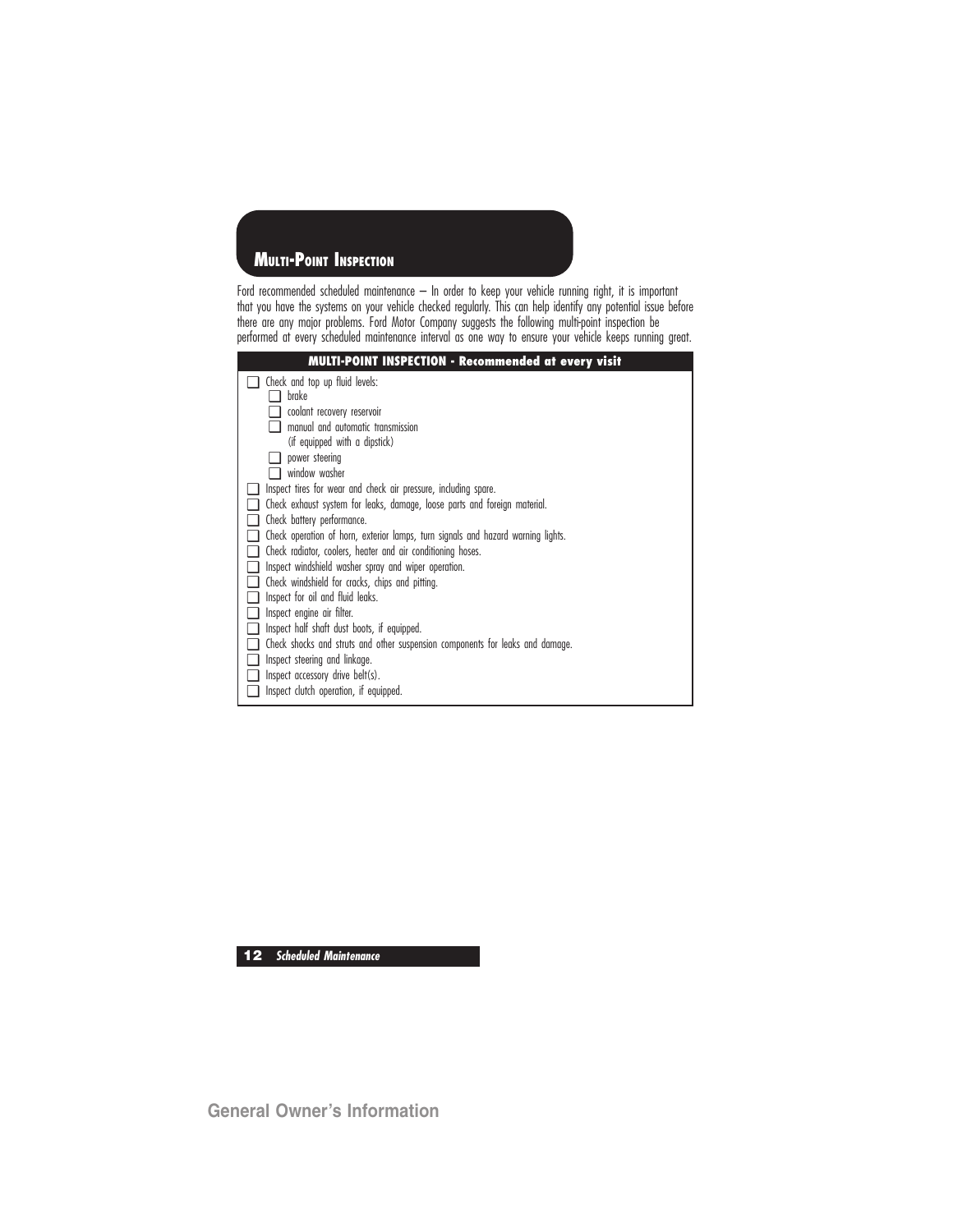## Multi-Point Inspection

Ford recommended scheduled maintenance – In order to keep your vehicle running right, it is important that you have the systems on your vehicle checked regularly. This can help identify any potential issue before there are any major problems. Ford Motor Company suggests the following multi-point inspection be performed at every scheduled maintenance interval as one way to ensure your vehicle keeps running great.

| MULTI-POINT INSPECTION - Recommended at every visit |
|---|
| ☐ Check and top up fluid levels:<br>  ☐ brake<br>  ☐ coolant recovery reservoir<br>  ☐ manual and automatic transmission (if equipped with a dipstick)<br>  ☐ power steering<br>  ☐ window washer<br>☐ Inspect tires for wear and check air pressure, including spare.<br>☐ Check exhaust system for leaks, damage, loose parts and foreign material.<br>☐ Check battery performance.<br>☐ Check operation of horn, exterior lamps, turn signals and hazard warning lights.<br>☐ Check radiator, coolers, heater and air conditioning hoses.<br>☐ Inspect windshield washer spray and wiper operation.<br>☐ Check windshield for cracks, chips and pitting.<br>☐ Inspect for oil and fluid leaks.<br>☐ Inspect engine air filter.<br>☐ Inspect half shaft dust boots, if equipped.<br>☐ Check shocks and struts and other suspension components for leaks and damage.<br>☐ Inspect steering and linkage.<br>☐ Inspect accessory drive belt(s).<br>☐ Inspect clutch operation, if equipped. |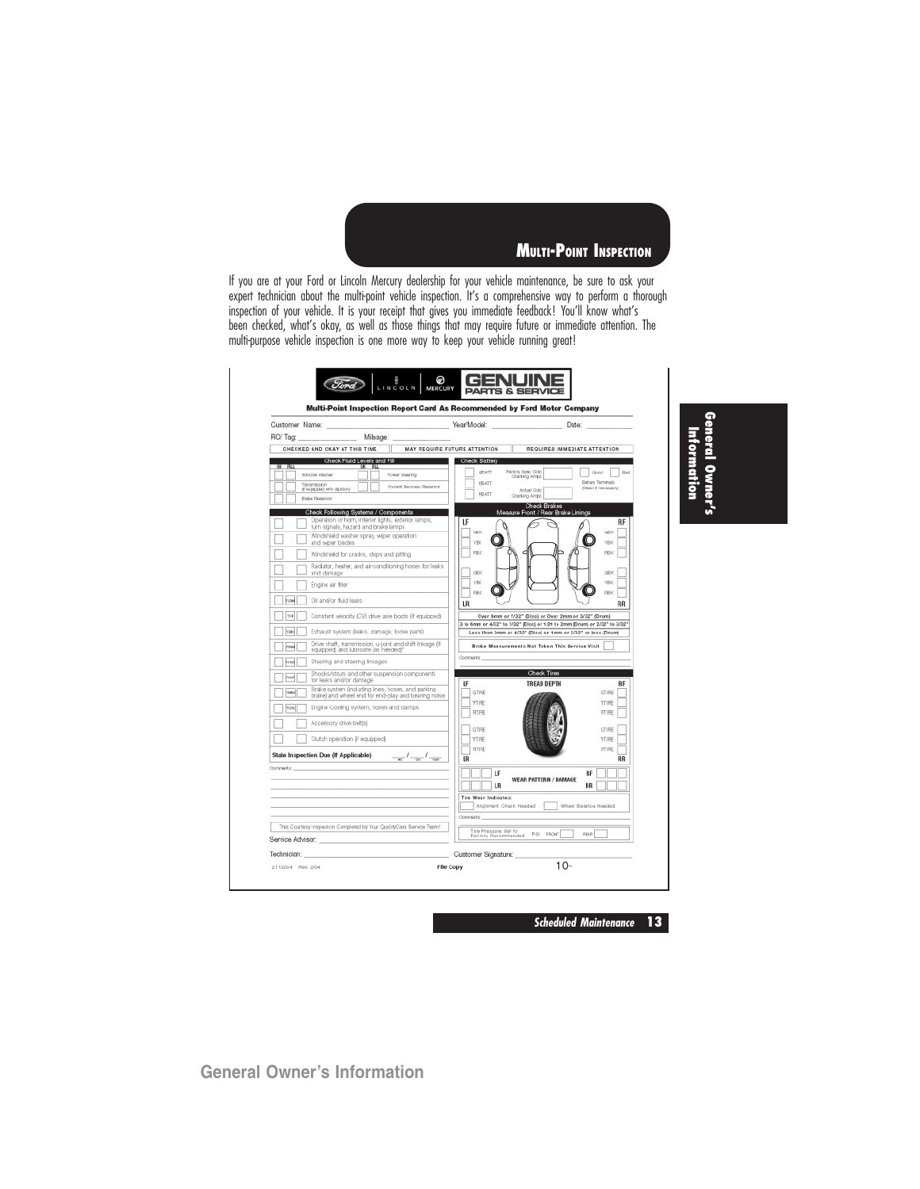# MULTI-POINT INSPECTION

If you are at your Ford or Lincoln Mercury dealership for your vehicle maintenance, be sure to ask your expert technician about the multi-point vehicle inspection. It's a comprehensive way to perform a thorough inspection of your vehicle. It is your receipt that gives you immediate feedback! You'll know what's been checked, what's okay, as well as those things that may require future or immediate attention. The multi-purpose vehicle inspection is one more way to keep your vehicle running great!

Ford | LINCOLN | MERCURY | GENUINE PARTS & SERVICE

**Multi-Point Inspection Report Card As Recommended by Ford Motor Company**

Customer Name: ______________ Year/Model: ______________ Date: ________

RO/ Tag: ____________ Mileage: ____________

CHECKED AND OKAY AT THIS TIME | MAY REQUIRE FUTURE ATTENTION | REQUIRES IMMEDIATE ATTENTION

**Check Fluid Levels and Fill**

| OK | FILL | | OK | FILL | |
|---|---|---|---|---|---|
| ☐ | ☐ | Window Washer | ☐ | ☐ | Power Steering |
| ☐ | ☐ | Transmission (if equipped with dipstick) | ☐ | ☐ | Coolant Recovery Reservoir |
| ☐ | ☐ | Brake Reservoir | | | |

**Check Following Systems / Components**

- ☐ ☐ Operation of horn, interior lights, exterior lamps, turn signals, hazard and brake lamps
- ☐ ☐ Windshield washer spray, wiper operation and wiper blades
- ☐ ☐ Windshield for cracks, chips and pitting
- ☐ ☐ Radiator, heater, and air-conditioning hoses for leaks and damage
- ☐ ☐ Engine air filter
- ☐ ☐ Oil and/or fluid leaks
- ☐ ☐ Constant velocity (CV) drive axle boots (if equipped)
- ☐ ☐ Exhaust system (leaks, damage, loose parts)
- ☐ ☐ Drive shaft, transmission, u-joint and shift linkage (if equipped) and lubricate (as needed)*
- ☐ ☐ Steering and steering linkages
- ☐ ☐ Shocks/struts and other suspension components for leaks and/or damage
- ☐ ☐ Brake system (including lines, hoses, and parking brake) and wheel end for end-play and bearing noise
- ☐ ☐ Engine Cooling system, hoses and clamps
- ☐ ☐ Accessory drive belt(s)
- ☐ ☐ Clutch operation (if equipped)

**State Inspection Due (If Applicable)** ___ / ___ / ___ (MO / DAY / YEAR)

Comments: ____________

This Courtesy Inspection Completed by Your QualityCare Service Team!

Service Advisor: ____________

Technician: ____________

**Check Battery**

- ☐ GBATT / ☐ RBATT / ☐ RBATT
- Factory Spec Cold Cranking Amps: ____
- Actual Cold Cranking Amps: ____
- ☐ Good ☐ Bad
- Battery Terminals (Clean if necessary)

**Check Brakes — Measure Front / Rear Brake Linings**

| LF | RF |
|---|---|
| ☐ GBK ☐ YBK ☐ RBK | ☐ GBK ☐ YBK ☐ RBK |
| **LR** | **RR** |
| ☐ GBK ☐ YBK ☐ RBK | ☐ GBK ☐ YBK ☐ RBK |

- Over 6mm or 7/32" (Disc) or Over 2mm or 3/32" (Drum)
- 3 to 6mm or 4/32" to 7/32" (Disc) or 1.01 to 2mm (Drum) or 2/32" to 3/32"
- Less than 3mm or 4/32" (Disc) or 1mm or 1/32" or less (Drum)

Brake Measurements Not Taken This Service Visit ☐

Comments: ____________

**Check Tires — TREAD DEPTH**

| LF | RF |
|---|---|
| ☐ GTIRE ☐ YTIRE ☐ RTIRE | ☐ GTIRE ☐ YTIRE ☐ RTIRE |
| **LR** | **RR** |
| ☐ GTIRE ☐ YTIRE ☐ RTIRE | ☐ GTIRE ☐ YTIRE ☐ RTIRE |

**WEAR PATTERN / DAMAGE**: LF ☐☐☐ RF ☐☐☐ LR ☐☐☐ RR ☐☐☐

Tire Wear Indicates: ☐ Alignment Check Needed ☐ Wheel Balance Needed

Comments: ____________

Tire Pressure Set to Factory Recommended PSI FRONT ☐ REAR ☐

Customer Signature: ____________

2110204 Rev. 2/04 File Copy 10-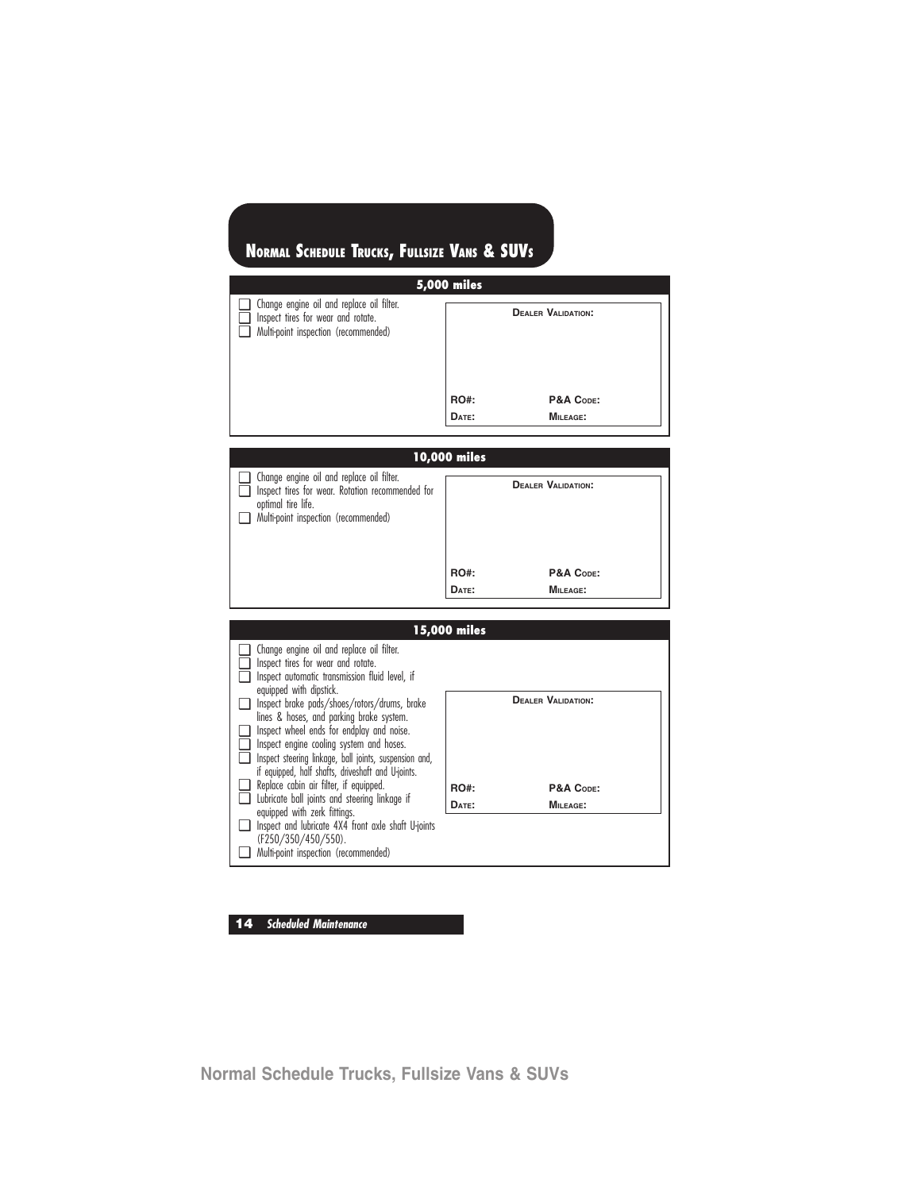# Normal Schedule Trucks, Fullsize Vans & SUVs

## 5,000 miles

- ☐ Change engine oil and replace oil filter.
- ☐ Inspect tires for wear and rotate.
- ☐ Multi-point inspection (recommended)

**Dealer Validation:**

**RO#:**
**P&A Code:**
**Date:**
**Mileage:**

## 10,000 miles

- ☐ Change engine oil and replace oil filter.
- ☐ Inspect tires for wear. Rotation recommended for optimal tire life.
- ☐ Multi-point inspection (recommended)

**Dealer Validation:**

**RO#:**
**P&A Code:**
**Date:**
**Mileage:**

## 15,000 miles

- ☐ Change engine oil and replace oil filter.
- ☐ Inspect tires for wear and rotate.
- ☐ Inspect automatic transmission fluid level, if equipped with dipstick.
- ☐ Inspect brake pads/shoes/rotors/drums, brake lines & hoses, and parking brake system.
- ☐ Inspect wheel ends for endplay and noise.
- ☐ Inspect engine cooling system and hoses.
- ☐ Inspect steering linkage, ball joints, suspension and, if equipped, half shafts, driveshaft and U-joints.
- ☐ Replace cabin air filter, if equipped.
- ☐ Lubricate ball joints and steering linkage if equipped with zerk fittings.
- ☐ Inspect and lubricate 4X4 front axle shaft U-joints (F250/350/450/550).
- ☐ Multi-point inspection (recommended)

**Dealer Validation:**

**RO#:**
**P&A Code:**
**Date:**
**Mileage:**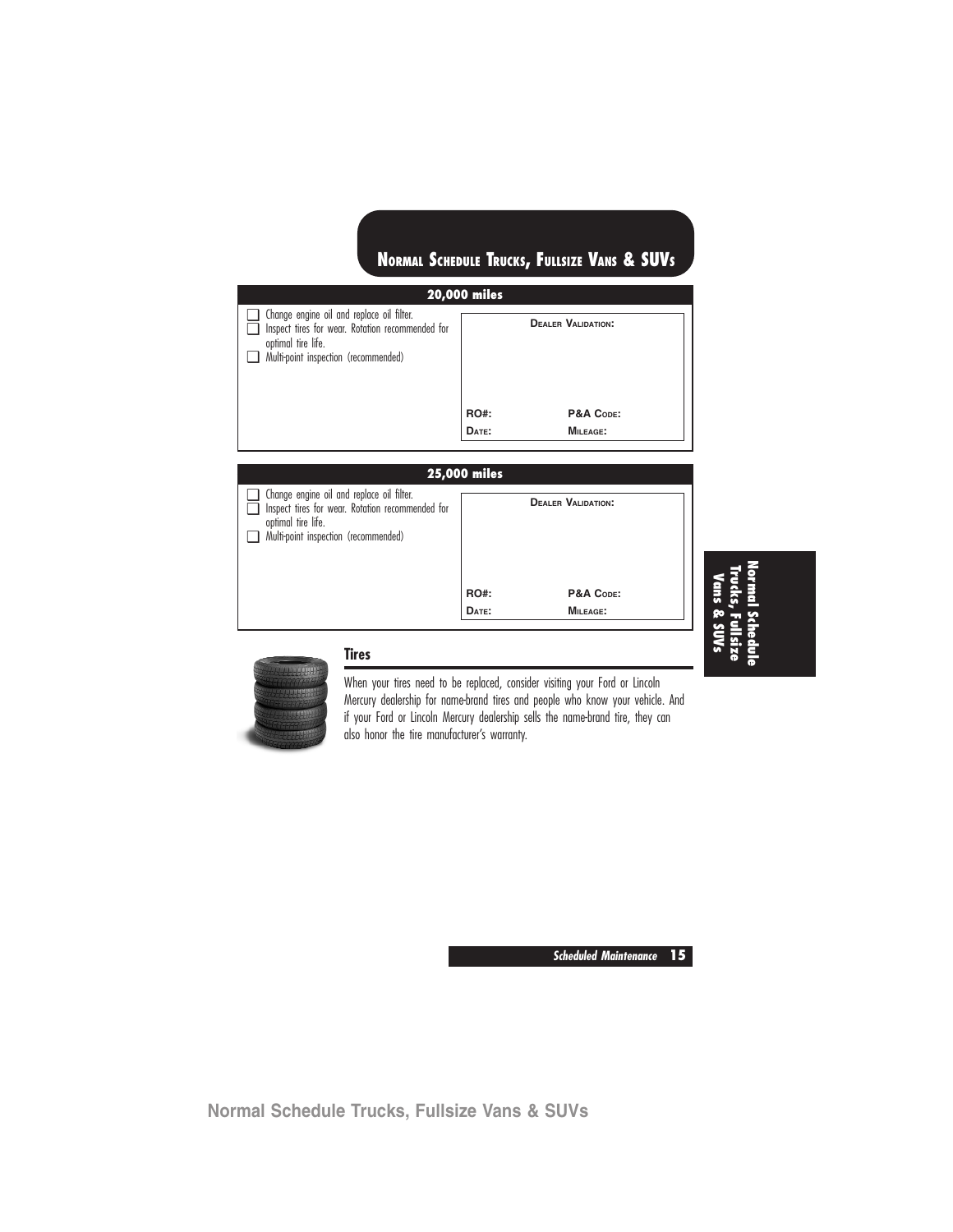## Normal Schedule Trucks, Fullsize Vans & SUVs

### 20,000 miles

- [ ] Change engine oil and replace oil filter.
- [ ] Inspect tires for wear. Rotation recommended for optimal tire life.
- [ ] Multi-point inspection (recommended)

**Dealer Validation:**

**RO#:** **P&A Code:**

**Date:** **Mileage:**

### 25,000 miles

- [ ] Change engine oil and replace oil filter.
- [ ] Inspect tires for wear. Rotation recommended for optimal tire life.
- [ ] Multi-point inspection (recommended)

**Dealer Validation:**

**RO#:** **P&A Code:**

**Date:** **Mileage:**

### Tires

When your tires need to be replaced, consider visiting your Ford or Lincoln Mercury dealership for name-brand tires and people who know your vehicle. And if your Ford or Lincoln Mercury dealership sells the name-brand tire, they can also honor the tire manufacturer's warranty.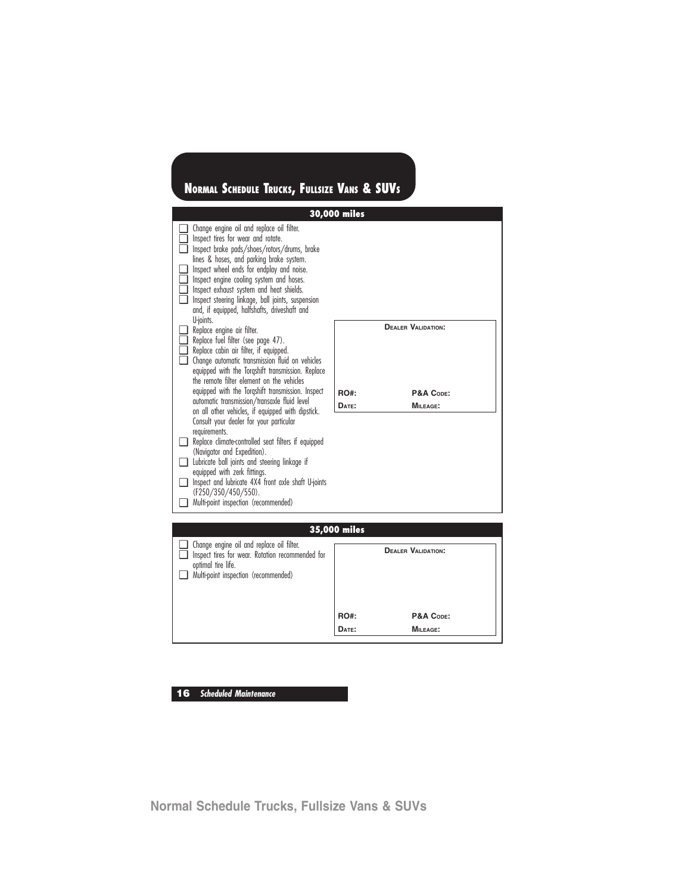## Normal Schedule Trucks, Fullsize Vans & SUVs

### 30,000 miles

- ☐ Change engine oil and replace oil filter.
- ☐ Inspect tires for wear and rotate.
- ☐ Inspect brake pads/shoes/rotors/drums, brake lines & hoses, and parking brake system.
- ☐ Inspect wheel ends for endplay and noise.
- ☐ Inspect engine cooling system and hoses.
- ☐ Inspect exhaust system and heat shields.
- ☐ Inspect steering linkage, ball joints, suspension and, if equipped, halfshafts, driveshaft and U-joints.
- ☐ Replace engine air filter.
- ☐ Replace fuel filter (see page 47).
- ☐ Replace cabin air filter, if equipped.
- ☐ Change automatic transmission fluid on vehicles equipped with the Torqshift transmission. Replace the remote filter element on the vehicles equipped with the Torqshift transmission. Inspect automatic transmission/transaxle fluid level on all other vehicles, if equipped with dipstick. Consult your dealer for your particular requirements.
- ☐ Replace climate-controlled seat filters if equipped (Navigator and Expedition).
- ☐ Lubricate ball joints and steering linkage if equipped with zerk fittings.
- ☐ Inspect and lubricate 4X4 front axle shaft U-joints (F250/350/450/550).
- ☐ Multi-point inspection (recommended)

**Dealer Validation:**

| | |
|---|---|
| **RO#:** | **P&A Code:** |
| **Date:** | **Mileage:** |

### 35,000 miles

- ☐ Change engine oil and replace oil filter.
- ☐ Inspect tires for wear. Rotation recommended for optimal tire life.
- ☐ Multi-point inspection (recommended)

**Dealer Validation:**

| | |
|---|---|
| **RO#:** | **P&A Code:** |
| **Date:** | **Mileage:** |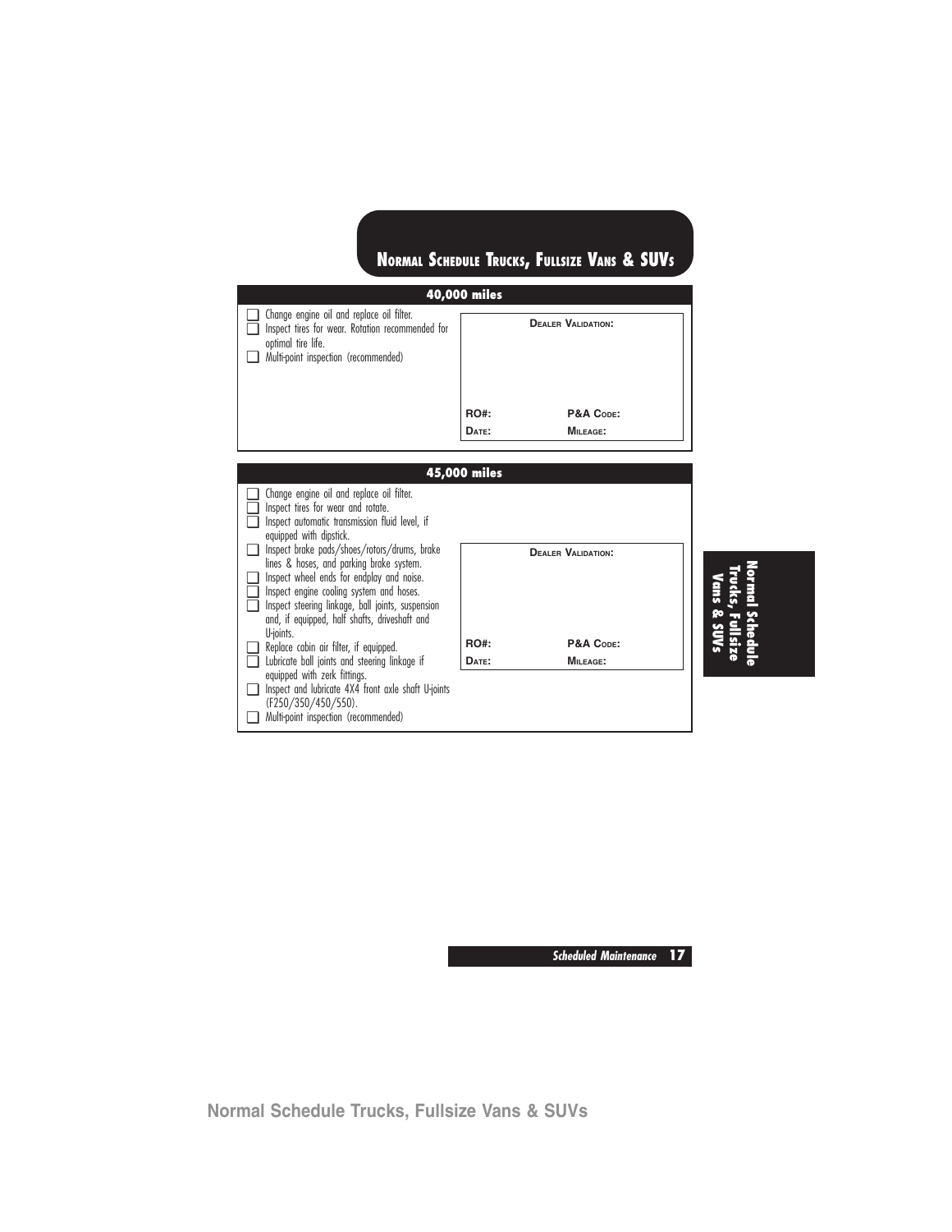# Normal Schedule Trucks, Fullsize Vans & SUVs

## 40,000 miles

- [ ] Change engine oil and replace oil filter.
- [ ] Inspect tires for wear. Rotation recommended for optimal tire life.
- [ ] Multi-point inspection (recommended)

**Dealer Validation:**

**RO#:** **P&A Code:**

**Date:** **Mileage:**

## 45,000 miles

- [ ] Change engine oil and replace oil filter.
- [ ] Inspect tires for wear and rotate.
- [ ] Inspect automatic transmission fluid level, if equipped with dipstick.
- [ ] Inspect brake pads/shoes/rotors/drums, brake lines & hoses, and parking brake system.
- [ ] Inspect wheel ends for endplay and noise.
- [ ] Inspect engine cooling system and hoses.
- [ ] Inspect steering linkage, ball joints, suspension and, if equipped, half shafts, driveshaft and U-joints.
- [ ] Replace cabin air filter, if equipped.
- [ ] Lubricate ball joints and steering linkage if equipped with zerk fittings.
- [ ] Inspect and lubricate 4X4 front axle shaft U-joints (F250/350/450/550).
- [ ] Multi-point inspection (recommended)

**Dealer Validation:**

**RO#:** **P&A Code:**

**Date:** **Mileage:**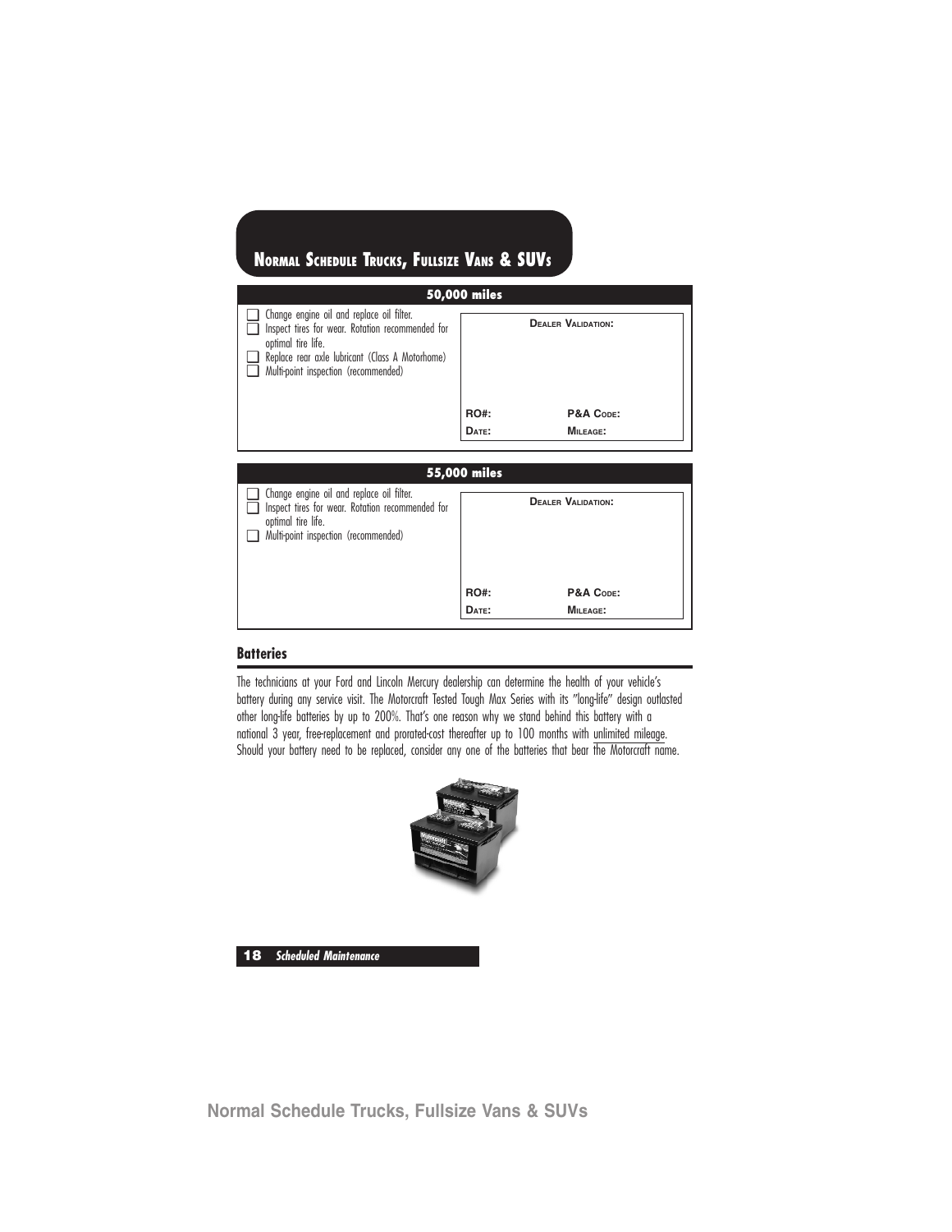## Normal Schedule Trucks, Fullsize Vans & SUVs

### 50,000 miles

- [ ] Change engine oil and replace oil filter.
- [ ] Inspect tires for wear. Rotation recommended for optimal tire life.
- [ ] Replace rear axle lubricant (Class A Motorhome)
- [ ] Multi-point inspection (recommended)

**Dealer Validation:**

| | |
|---|---|
| **RO#:** | **P&A Code:** |
| **Date:** | **Mileage:** |

### 55,000 miles

- [ ] Change engine oil and replace oil filter.
- [ ] Inspect tires for wear. Rotation recommended for optimal tire life.
- [ ] Multi-point inspection (recommended)

**Dealer Validation:**

| | |
|---|---|
| **RO#:** | **P&A Code:** |
| **Date:** | **Mileage:** |

### Batteries

The technicians at your Ford and Lincoln Mercury dealership can determine the health of your vehicle's battery during any service visit. The Motorcraft Tested Tough Max Series with its "long-life" design outlasted other long-life batteries by up to 200%. That's one reason why we stand behind this battery with a national 3 year, free-replacement and prorated-cost thereafter up to 100 months with unlimited mileage. Should your battery need to be replaced, consider any one of the batteries that bear the Motorcraft name.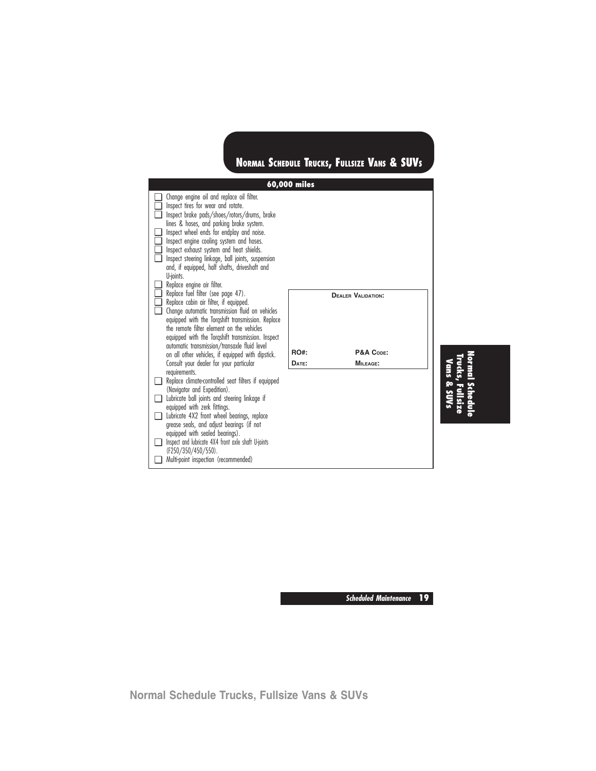## Normal Schedule Trucks, Fullsize Vans & SUVs

### 60,000 miles

- ☐ Change engine oil and replace oil filter.
- ☐ Inspect tires for wear and rotate.
- ☐ Inspect brake pads/shoes/rotors/drums, brake lines & hoses, and parking brake system.
- ☐ Inspect wheel ends for endplay and noise.
- ☐ Inspect engine cooling system and hoses.
- ☐ Inspect exhaust system and heat shields.
- ☐ Inspect steering linkage, ball joints, suspension and, if equipped, half shafts, driveshaft and U-joints.
- ☐ Replace engine air filter.
- ☐ Replace fuel filter (see page 47).
- ☐ Replace cabin air filter, if equipped.
- ☐ Change automatic transmission fluid on vehicles equipped with the Torqshift transmission. Replace the remote filter element on the vehicles equipped with the Torqshift transmission. Inspect automatic transmission/transaxle fluid level on all other vehicles, if equipped with dipstick. Consult your dealer for your particular requirements.
- ☐ Replace climate-controlled seat filters if equipped (Navigator and Expedition).
- ☐ Lubricate ball joints and steering linkage if equipped with zerk fittings.
- ☐ Lubricate 4X2 front wheel bearings, replace grease seals, and adjust bearings (if not equipped with sealed bearings).
- ☐ Inspect and lubricate 4X4 front axle shaft U-joints (F250/350/450/550).
- ☐ Multi-point inspection (recommended)

**Dealer Validation:**

| | |
|---|---|
| **RO#:** | **P&A Code:** |
| **Date:** | **Mileage:** |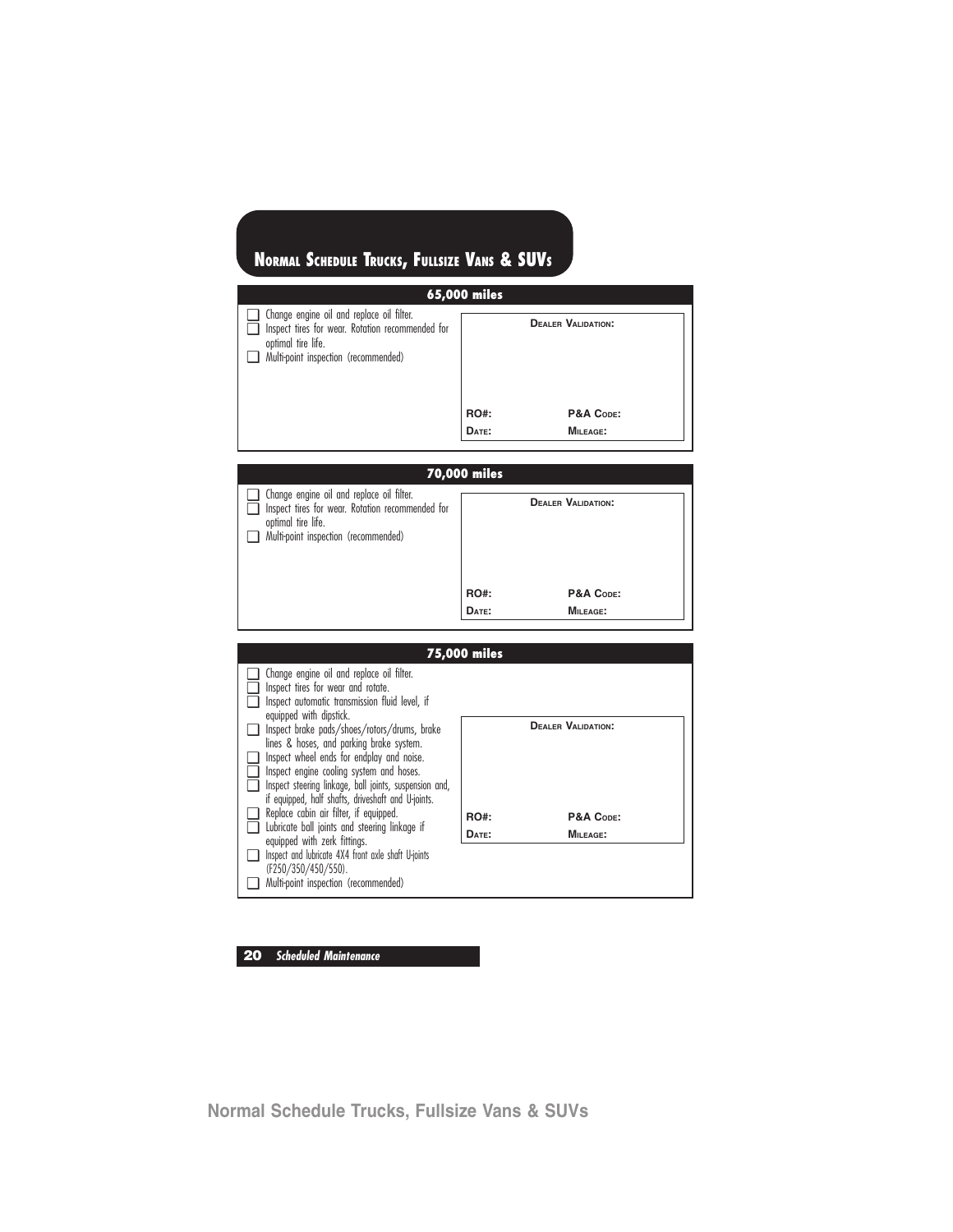# Normal Schedule Trucks, Fullsize Vans & SUVs

## 65,000 miles

- [ ] Change engine oil and replace oil filter.
- [ ] Inspect tires for wear. Rotation recommended for optimal tire life.
- [ ] Multi-point inspection (recommended)

**Dealer Validation:**

**RO#:** | **P&A Code:**
**Date:** | **Mileage:**

## 70,000 miles

- [ ] Change engine oil and replace oil filter.
- [ ] Inspect tires for wear. Rotation recommended for optimal tire life.
- [ ] Multi-point inspection (recommended)

**Dealer Validation:**

**RO#:** | **P&A Code:**
**Date:** | **Mileage:**

## 75,000 miles

- [ ] Change engine oil and replace oil filter.
- [ ] Inspect tires for wear and rotate.
- [ ] Inspect automatic transmission fluid level, if equipped with dipstick.
- [ ] Inspect brake pads/shoes/rotors/drums, brake lines & hoses, and parking brake system.
- [ ] Inspect wheel ends for endplay and noise.
- [ ] Inspect engine cooling system and hoses.
- [ ] Inspect steering linkage, ball joints, suspension and, if equipped, half shafts, driveshaft and U-joints.
- [ ] Replace cabin air filter, if equipped.
- [ ] Lubricate ball joints and steering linkage if equipped with zerk fittings.
- [ ] Inspect and lubricate 4X4 front axle shaft U-joints (F250/350/450/550).
- [ ] Multi-point inspection (recommended)

**Dealer Validation:**

**RO#:** | **P&A Code:**
**Date:** | **Mileage:**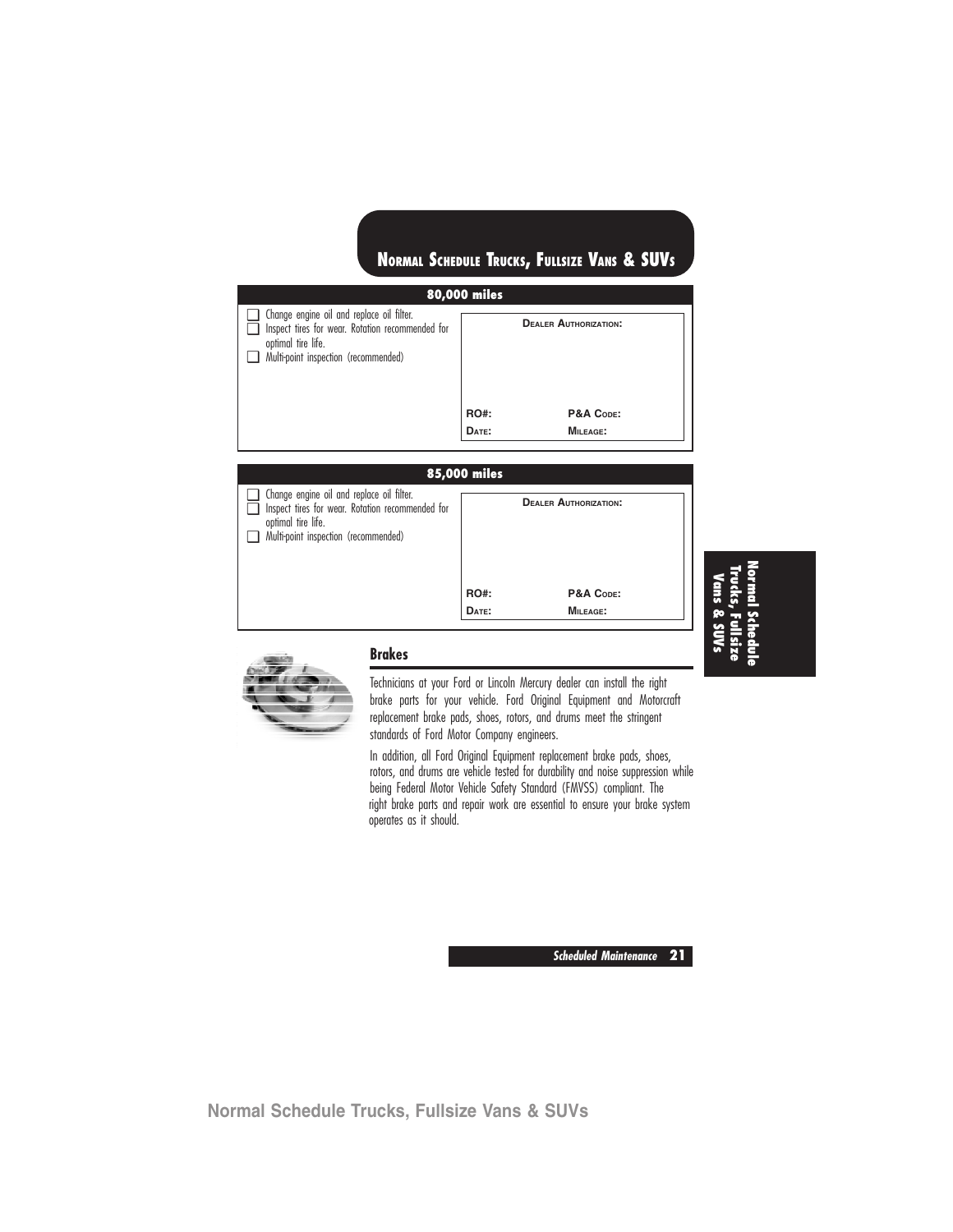## Normal Schedule Trucks, Fullsize Vans & SUVs

### 80,000 miles

- ☐ Change engine oil and replace oil filter.
- ☐ Inspect tires for wear. Rotation recommended for optimal tire life.
- ☐ Multi-point inspection (recommended)

**Dealer Authorization:**

**RO#:** **P&A Code:**

**Date:** **Mileage:**

### 85,000 miles

- ☐ Change engine oil and replace oil filter.
- ☐ Inspect tires for wear. Rotation recommended for optimal tire life.
- ☐ Multi-point inspection (recommended)

**Dealer Authorization:**

**RO#:** **P&A Code:**

**Date:** **Mileage:**

### Brakes

Technicians at your Ford or Lincoln Mercury dealer can install the right brake parts for your vehicle. Ford Original Equipment and Motorcraft replacement brake pads, shoes, rotors, and drums meet the stringent standards of Ford Motor Company engineers.

In addition, all Ford Original Equipment replacement brake pads, shoes, rotors, and drums are vehicle tested for durability and noise suppression while being Federal Motor Vehicle Safety Standard (FMVSS) compliant. The right brake parts and repair work are essential to ensure your brake system operates as it should.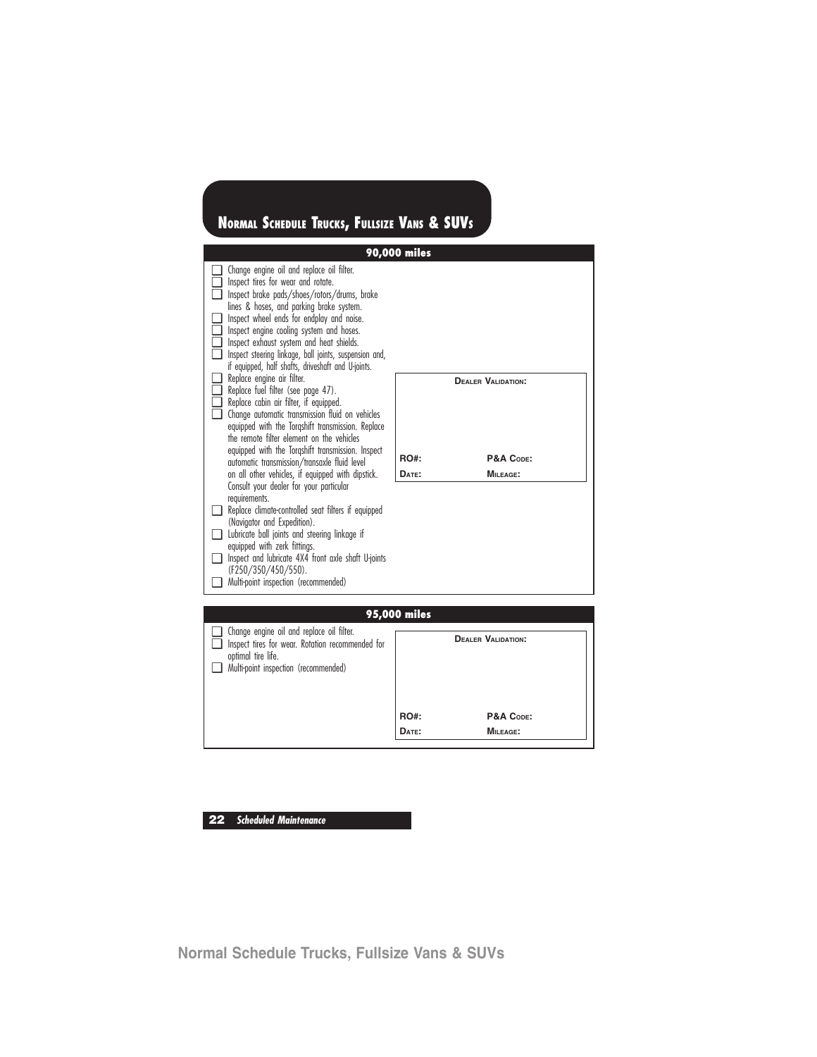## Normal Schedule Trucks, Fullsize Vans & SUVs

### 90,000 miles

- [ ] Change engine oil and replace oil filter.
- [ ] Inspect tires for wear and rotate.
- [ ] Inspect brake pads/shoes/rotors/drums, brake lines & hoses, and parking brake system.
- [ ] Inspect wheel ends for endplay and noise.
- [ ] Inspect engine cooling system and hoses.
- [ ] Inspect exhaust system and heat shields.
- [ ] Inspect steering linkage, ball joints, suspension and, if equipped, half shafts, driveshaft and U-joints.
- [ ] Replace engine air filter.
- [ ] Replace fuel filter (see page 47).
- [ ] Replace cabin air filter, if equipped.
- [ ] Change automatic transmission fluid on vehicles equipped with the Torqshift transmission. Replace the remote filter element on the vehicles equipped with the Torqshift transmission. Inspect automatic transmission/transaxle fluid level on all other vehicles, if equipped with dipstick. Consult your dealer for your particular requirements.
- [ ] Replace climate-controlled seat filters if equipped (Navigator and Expedition).
- [ ] Lubricate ball joints and steering linkage if equipped with zerk fittings.
- [ ] Inspect and lubricate 4X4 front axle shaft U-joints (F250/350/450/550).
- [ ] Multi-point inspection (recommended)

**Dealer Validation:**

| | |
|---|---|
| **RO#:** | **P&A Code:** |
| **Date:** | **Mileage:** |

### 95,000 miles

- [ ] Change engine oil and replace oil filter.
- [ ] Inspect tires for wear. Rotation recommended for optimal tire life.
- [ ] Multi-point inspection (recommended)

**Dealer Validation:**

| | |
|---|---|
| **RO#:** | **P&A Code:** |
| **Date:** | **Mileage:** |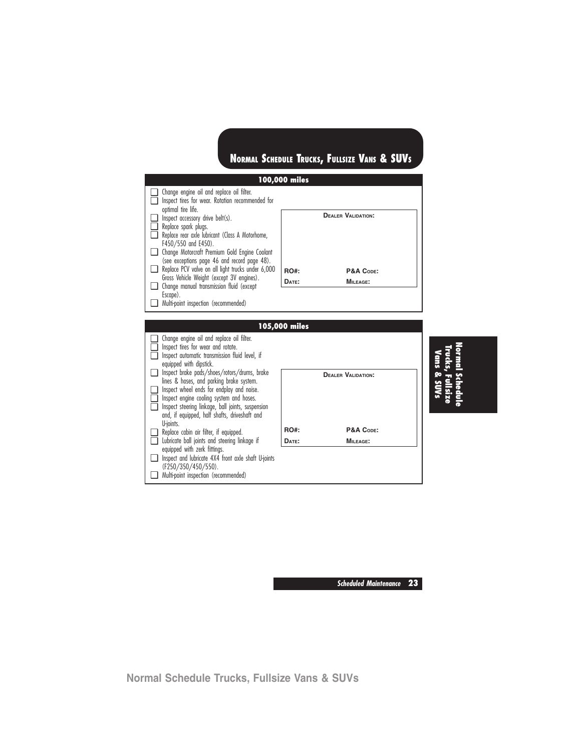## Normal Schedule Trucks, Fullsize Vans & SUVs

### 100,000 miles

- ☐ Change engine oil and replace oil filter.
- ☐ Inspect tires for wear. Rotation recommended for optimal tire life.
- ☐ Inspect accessory drive belt(s).
- ☐ Replace spark plugs.
- ☐ Replace rear axle lubricant (Class A Motorhome, F450/550 and E450).
- ☐ Change Motorcraft Premium Gold Engine Coolant (see exceptions page 46 and record page 48).
- ☐ Replace PCV valve on all light trucks under 6,000 Gross Vehicle Weight (except 3V engines).
- ☐ Change manual transmission fluid (except Escape).
- ☐ Multi-point inspection (recommended)

| Dealer Validation: | |
|---|---|
| RO#: | P&A Code: |
| Date: | Mileage: |

### 105,000 miles

- ☐ Change engine oil and replace oil filter.
- ☐ Inspect tires for wear and rotate.
- ☐ Inspect automatic transmission fluid level, if equipped with dipstick.
- ☐ Inspect brake pads/shoes/rotors/drums, brake lines & hoses, and parking brake system.
- ☐ Inspect wheel ends for endplay and noise.
- ☐ Inspect engine cooling system and hoses.
- ☐ Inspect steering linkage, ball joints, suspension and, if equipped, half shafts, driveshaft and U-joints.
- ☐ Replace cabin air filter, if equipped.
- ☐ Lubricate ball joints and steering linkage if equipped with zerk fittings.
- ☐ Inspect and lubricate 4X4 front axle shaft U-joints (F250/350/450/550).
- ☐ Multi-point inspection (recommended)

| Dealer Validation: | |
|---|---|
| RO#: | P&A Code: |
| Date: | Mileage: |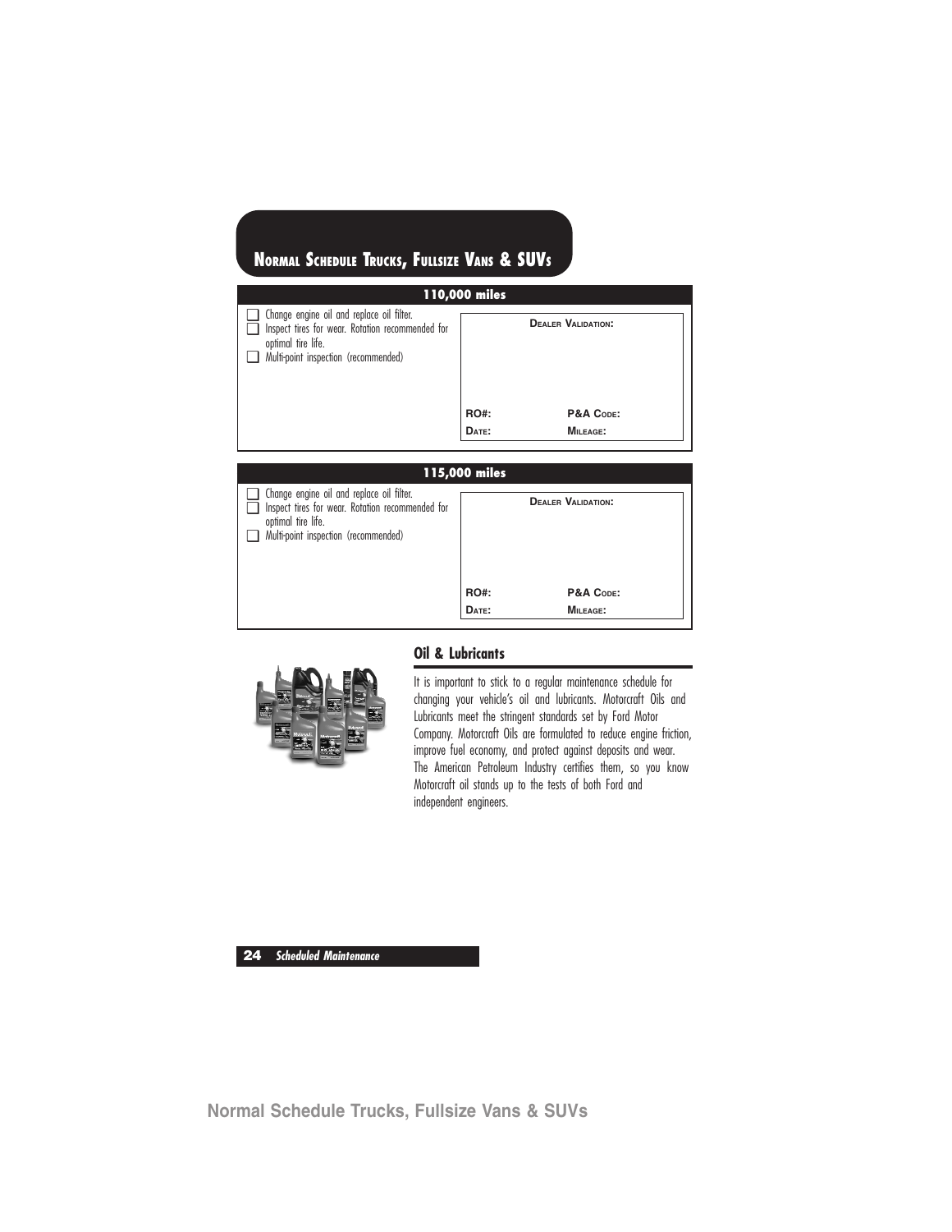## Normal Schedule Trucks, Fullsize Vans & SUVs

### 110,000 miles

- [ ] Change engine oil and replace oil filter.
- [ ] Inspect tires for wear. Rotation recommended for optimal tire life.
- [ ] Multi-point inspection (recommended)

**Dealer Validation:**

**RO#:** | **P&A Code:**
**Date:** | **Mileage:**

### 115,000 miles

- [ ] Change engine oil and replace oil filter.
- [ ] Inspect tires for wear. Rotation recommended for optimal tire life.
- [ ] Multi-point inspection (recommended)

**Dealer Validation:**

**RO#:** | **P&A Code:**
**Date:** | **Mileage:**

### Oil & Lubricants

It is important to stick to a regular maintenance schedule for changing your vehicle's oil and lubricants. Motorcraft Oils and Lubricants meet the stringent standards set by Ford Motor Company. Motorcraft Oils are formulated to reduce engine friction, improve fuel economy, and protect against deposits and wear. The American Petroleum Industry certifies them, so you know Motorcraft oil stands up to the tests of both Ford and independent engineers.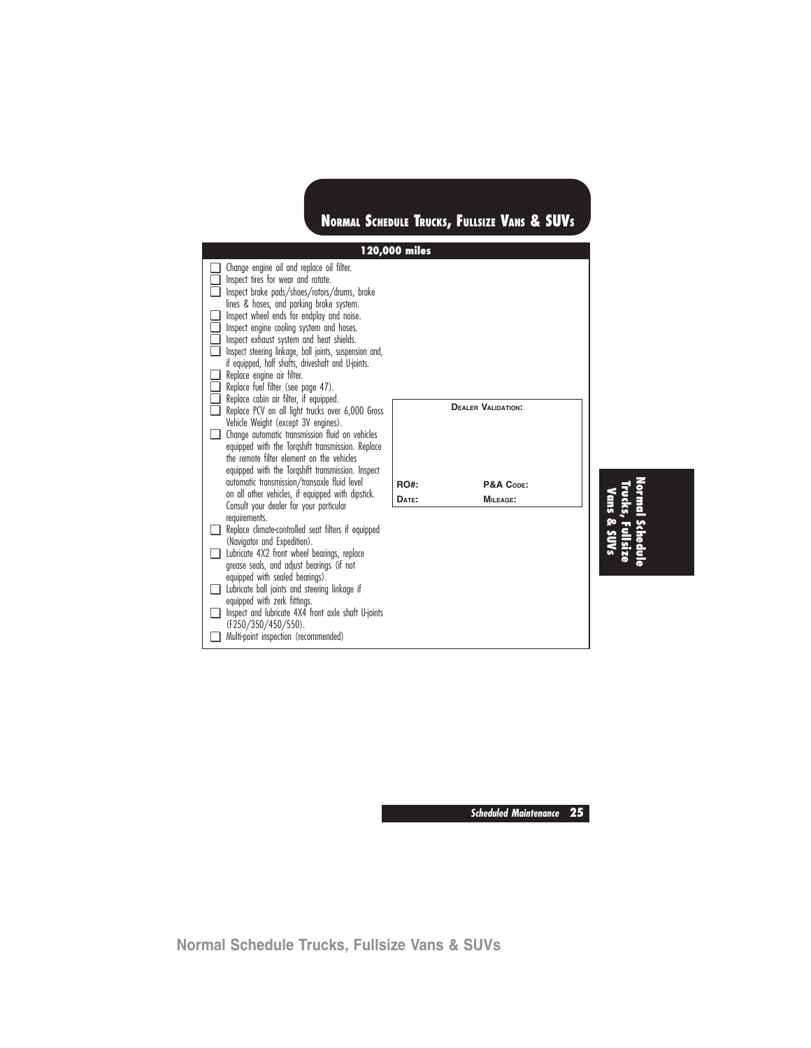## Normal Schedule Trucks, Fullsize Vans & SUVs

### 120,000 miles

- [ ] Change engine oil and replace oil filter.
- [ ] Inspect tires for wear and rotate.
- [ ] Inspect brake pads/shoes/rotors/drums, brake lines & hoses, and parking brake system.
- [ ] Inspect wheel ends for endplay and noise.
- [ ] Inspect engine cooling system and hoses.
- [ ] Inspect exhaust system and heat shields.
- [ ] Inspect steering linkage, ball joints, suspension and, if equipped, half shafts, driveshaft and U-joints.
- [ ] Replace engine air filter.
- [ ] Replace fuel filter (see page 47).
- [ ] Replace cabin air filter, if equipped.
- [ ] Replace PCV on all light trucks over 6,000 Gross Vehicle Weight (except 3V engines).
- [ ] Change automatic transmission fluid on vehicles equipped with the Torqshift transmission. Replace the remote filter element on the vehicles equipped with the Torqshift transmission. Inspect automatic transmission/transaxle fluid level on all other vehicles, if equipped with dipstick. Consult your dealer for your particular requirements.
- [ ] Replace climate-controlled seat filters if equipped (Navigator and Expedition).
- [ ] Lubricate 4X2 front wheel bearings, replace grease seals, and adjust bearings (if not equipped with sealed bearings).
- [ ] Lubricate ball joints and steering linkage if equipped with zerk fittings.
- [ ] Inspect and lubricate 4X4 front axle shaft U-joints (F250/350/450/550).
- [ ] Multi-point inspection (recommended)

| Dealer Validation: | |
|---|---|
| | |
| RO#: | P&A Code: |
| Date: | Mileage: |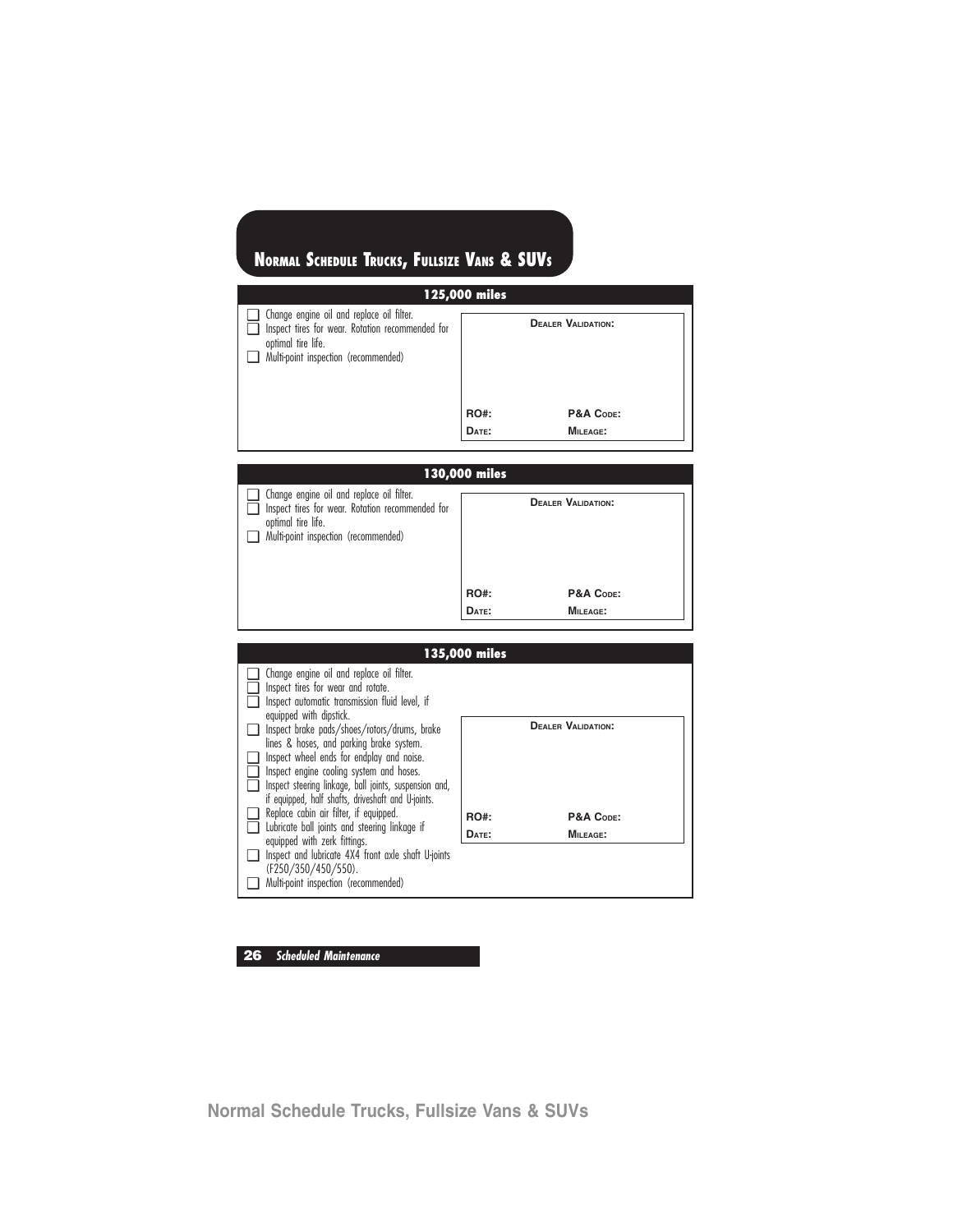# Normal Schedule Trucks, Fullsize Vans & SUVs

## 125,000 miles

- ☐ Change engine oil and replace oil filter.
- ☐ Inspect tires for wear. Rotation recommended for optimal tire life.
- ☐ Multi-point inspection (recommended)

**Dealer Validation:**

**RO#:** 

**P&A Code:** 

**Date:** 

**Mileage:** 

## 130,000 miles

- ☐ Change engine oil and replace oil filter.
- ☐ Inspect tires for wear. Rotation recommended for optimal tire life.
- ☐ Multi-point inspection (recommended)

**Dealer Validation:**

**RO#:** 

**P&A Code:** 

**Date:** 

**Mileage:** 

## 135,000 miles

- ☐ Change engine oil and replace oil filter.
- ☐ Inspect tires for wear and rotate.
- ☐ Inspect automatic transmission fluid level, if equipped with dipstick.
- ☐ Inspect brake pads/shoes/rotors/drums, brake lines & hoses, and parking brake system.
- ☐ Inspect wheel ends for endplay and noise.
- ☐ Inspect engine cooling system and hoses.
- ☐ Inspect steering linkage, ball joints, suspension and, if equipped, half shafts, driveshaft and U-joints.
- ☐ Replace cabin air filter, if equipped.
- ☐ Lubricate ball joints and steering linkage if equipped with zerk fittings.
- ☐ Inspect and lubricate 4X4 front axle shaft U-joints (F250/350/450/550).
- ☐ Multi-point inspection (recommended)

**Dealer Validation:**

**RO#:** 

**P&A Code:** 

**Date:** 

**Mileage:**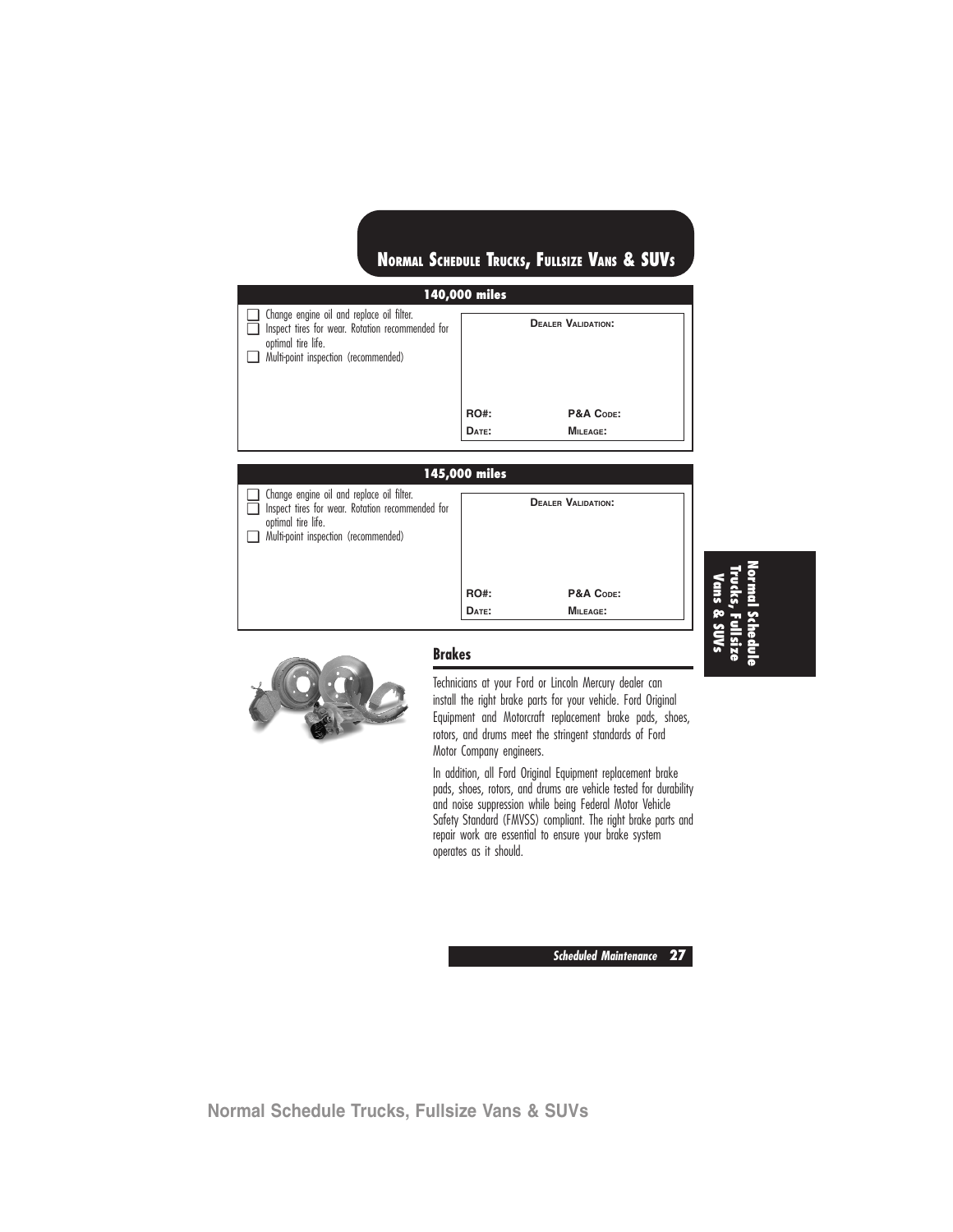## Normal Schedule Trucks, Fullsize Vans & SUVs

### 140,000 miles

- [ ] Change engine oil and replace oil filter.
- [ ] Inspect tires for wear. Rotation recommended for optimal tire life.
- [ ] Multi-point inspection (recommended)

**DEALER VALIDATION:**

| | |
|---|---|
| **RO#:** | **P&A CODE:** |
| **DATE:** | **MILEAGE:** |

### 145,000 miles

- [ ] Change engine oil and replace oil filter.
- [ ] Inspect tires for wear. Rotation recommended for optimal tire life.
- [ ] Multi-point inspection (recommended)

**DEALER VALIDATION:**

| | |
|---|---|
| **RO#:** | **P&A CODE:** |
| **DATE:** | **MILEAGE:** |

### Brakes

Technicians at your Ford or Lincoln Mercury dealer can install the right brake parts for your vehicle. Ford Original Equipment and Motorcraft replacement brake pads, shoes, rotors, and drums meet the stringent standards of Ford Motor Company engineers.

In addition, all Ford Original Equipment replacement brake pads, shoes, rotors, and drums are vehicle tested for durability and noise suppression while being Federal Motor Vehicle Safety Standard (FMVSS) compliant. The right brake parts and repair work are essential to ensure your brake system operates as it should.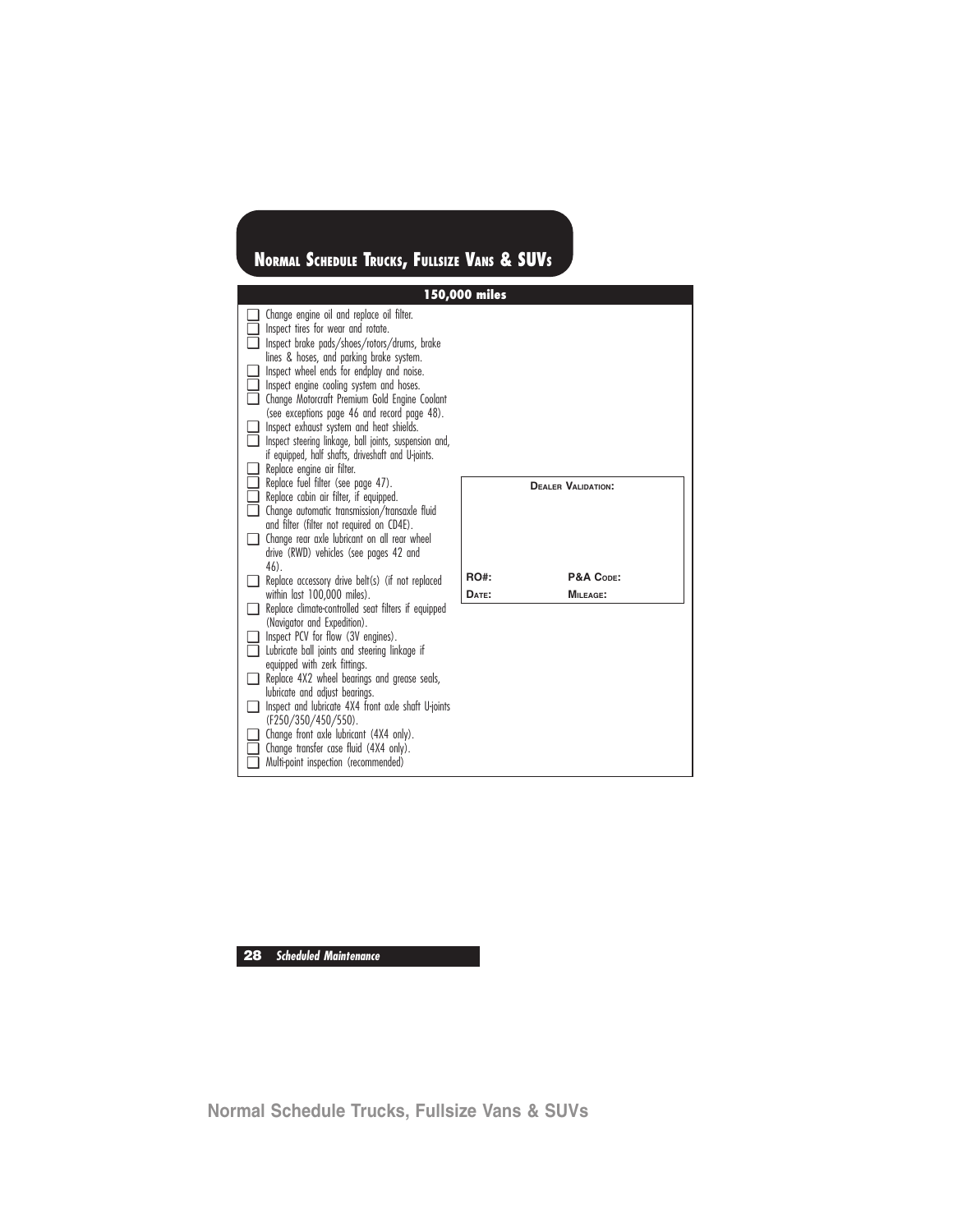# Normal Schedule Trucks, Fullsize Vans & SUVs

## 150,000 miles

- ☐ Change engine oil and replace oil filter.
- ☐ Inspect tires for wear and rotate.
- ☐ Inspect brake pads/shoes/rotors/drums, brake lines & hoses, and parking brake system.
- ☐ Inspect wheel ends for endplay and noise.
- ☐ Inspect engine cooling system and hoses.
- ☐ Change Motorcraft Premium Gold Engine Coolant (see exceptions page 46 and record page 48).
- ☐ Inspect exhaust system and heat shields.
- ☐ Inspect steering linkage, ball joints, suspension and, if equipped, half shafts, driveshaft and U-joints.
- ☐ Replace engine air filter.
- ☐ Replace fuel filter (see page 47).
- ☐ Replace cabin air filter, if equipped.
- ☐ Change automatic transmission/transaxle fluid and filter (filter not required on CD4E).
- ☐ Change rear axle lubricant on all rear wheel drive (RWD) vehicles (see pages 42 and 46).
- ☐ Replace accessory drive belt(s) (if not replaced within last 100,000 miles).
- ☐ Replace climate-controlled seat filters if equipped (Navigator and Expedition).
- ☐ Inspect PCV for flow (3V engines).
- ☐ Lubricate ball joints and steering linkage if equipped with zerk fittings.
- ☐ Replace 4X2 wheel bearings and grease seals, lubricate and adjust bearings.
- ☐ Inspect and lubricate 4X4 front axle shaft U-joints (F250/350/450/550).
- ☐ Change front axle lubricant (4X4 only).
- ☐ Change transfer case fluid (4X4 only).
- ☐ Multi-point inspection (recommended)

**Dealer Validation:**

**RO#:** | **P&A Code:**

**Date:** | **Mileage:**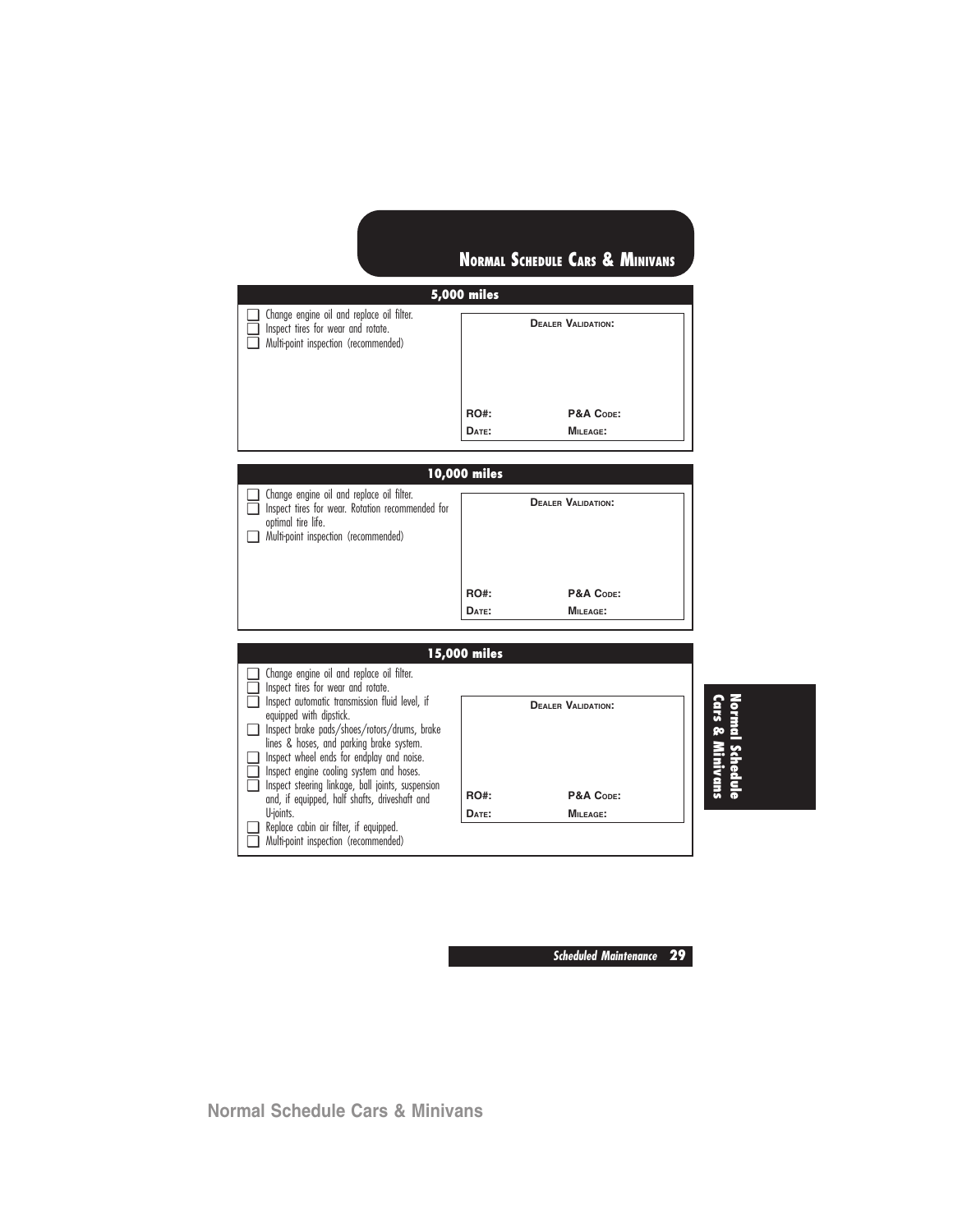## Normal Schedule Cars & Minivans

### 5,000 miles

- ☐ Change engine oil and replace oil filter.
- ☐ Inspect tires for wear and rotate.
- ☐ Multi-point inspection (recommended)

**Dealer Validation:**

**RO#:** 
**P&A Code:** 
**Date:** 
**Mileage:** 

### 10,000 miles

- ☐ Change engine oil and replace oil filter.
- ☐ Inspect tires for wear. Rotation recommended for optimal tire life.
- ☐ Multi-point inspection (recommended)

**Dealer Validation:**

**RO#:** 
**P&A Code:** 
**Date:** 
**Mileage:** 

### 15,000 miles

- ☐ Change engine oil and replace oil filter.
- ☐ Inspect tires for wear and rotate.
- ☐ Inspect automatic transmission fluid level, if equipped with dipstick.
- ☐ Inspect brake pads/shoes/rotors/drums, brake lines & hoses, and parking brake system.
- ☐ Inspect wheel ends for endplay and noise.
- ☐ Inspect engine cooling system and hoses.
- ☐ Inspect steering linkage, ball joints, suspension and, if equipped, half shafts, driveshaft and U-joints.
- ☐ Replace cabin air filter, if equipped.
- ☐ Multi-point inspection (recommended)

**Dealer Validation:**

**RO#:** 
**P&A Code:** 
**Date:** 
**Mileage:**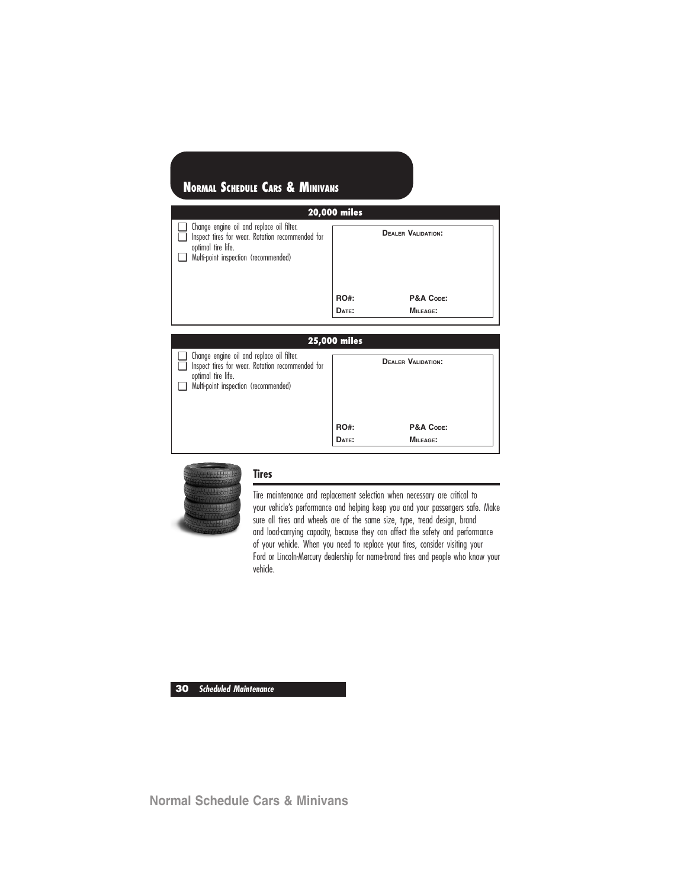## NORMAL SCHEDULE CARS & MINIVANS

### 20,000 miles

- ☐ Change engine oil and replace oil filter.
- ☐ Inspect tires for wear. Rotation recommended for optimal tire life.
- ☐ Multi-point inspection (recommended)

**DEALER VALIDATION:**

**RO#:** **P&A CODE:**
**DATE:** **MILEAGE:**

### 25,000 miles

- ☐ Change engine oil and replace oil filter.
- ☐ Inspect tires for wear. Rotation recommended for optimal tire life.
- ☐ Multi-point inspection (recommended)

**DEALER VALIDATION:**

**RO#:** **P&A CODE:**
**DATE:** **MILEAGE:**

### Tires

Tire maintenance and replacement selection when necessary are critical to your vehicle's performance and helping keep you and your passengers safe. Make sure all tires and wheels are of the same size, type, tread design, brand and load-carrying capacity, because they can affect the safety and performance of your vehicle. When you need to replace your tires, consider visiting your Ford or Lincoln-Mercury dealership for name-brand tires and people who know your vehicle.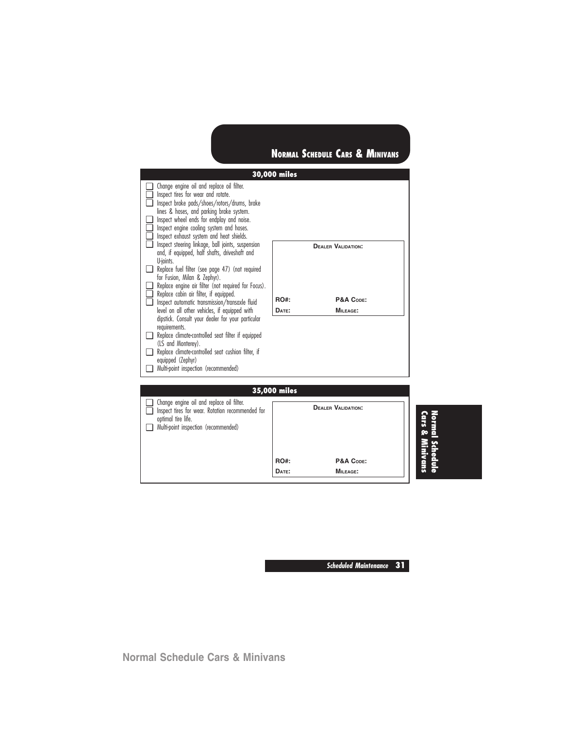## Normal Schedule Cars & Minivans

### 30,000 miles

- [ ] Change engine oil and replace oil filter.
- [ ] Inspect tires for wear and rotate.
- [ ] Inspect brake pads/shoes/rotors/drums, brake lines & hoses, and parking brake system.
- [ ] Inspect wheel ends for endplay and noise.
- [ ] Inspect engine cooling system and hoses.
- [ ] Inspect exhaust system and heat shields.
- [ ] Inspect steering linkage, ball joints, suspension and, if equipped, half shafts, driveshaft and U-joints.
- [ ] Replace fuel filter (see page 47) (not required for Fusion, Milan & Zephyr).
- [ ] Replace engine air filter (not required for Focus).
- [ ] Replace cabin air filter, if equipped.
- [ ] Inspect automatic transmission/transaxle fluid level on all other vehicles, if equipped with dipstick. Consult your dealer for your particular requirements.
- [ ] Replace climate-controlled seat filter if equipped (LS and Monterey).
- [ ] Replace climate-controlled seat cushion filter, if equipped (Zephyr)
- [ ] Multi-point inspection (recommended)

**Dealer Validation:**

| | |
|---|---|
| **RO#:** | **P&A Code:** |
| **Date:** | **Mileage:** |

### 35,000 miles

- [ ] Change engine oil and replace oil filter.
- [ ] Inspect tires for wear. Rotation recommended for optimal tire life.
- [ ] Multi-point inspection (recommended)

**Dealer Validation:**

| | |
|---|---|
| **RO#:** | **P&A Code:** |
| **Date:** | **Mileage:** |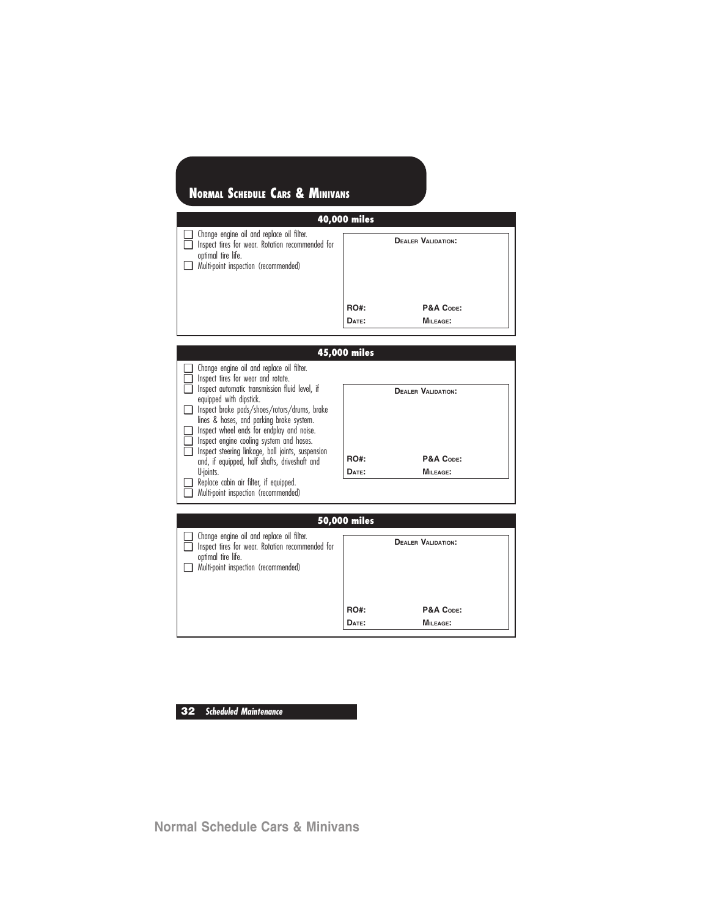## Normal Schedule Cars & Minivans

### 40,000 miles

- ☐ Change engine oil and replace oil filter.
- ☐ Inspect tires for wear. Rotation recommended for optimal tire life.
- ☐ Multi-point inspection (recommended)

**Dealer Validation:**

| | |
|---|---|
| **RO#:** | **P&A Code:** |
| **Date:** | **Mileage:** |

### 45,000 miles

- ☐ Change engine oil and replace oil filter.
- ☐ Inspect tires for wear and rotate.
- ☐ Inspect automatic transmission fluid level, if equipped with dipstick.
- ☐ Inspect brake pads/shoes/rotors/drums, brake lines & hoses, and parking brake system.
- ☐ Inspect wheel ends for endplay and noise.
- ☐ Inspect engine cooling system and hoses.
- ☐ Inspect steering linkage, ball joints, suspension and, if equipped, half shafts, driveshaft and U-joints.
- ☐ Replace cabin air filter, if equipped.
- ☐ Multi-point inspection (recommended)

**Dealer Validation:**

| | |
|---|---|
| **RO#:** | **P&A Code:** |
| **Date:** | **Mileage:** |

### 50,000 miles

- ☐ Change engine oil and replace oil filter.
- ☐ Inspect tires for wear. Rotation recommended for optimal tire life.
- ☐ Multi-point inspection (recommended)

**Dealer Validation:**

| | |
|---|---|
| **RO#:** | **P&A Code:** |
| **Date:** | **Mileage:** |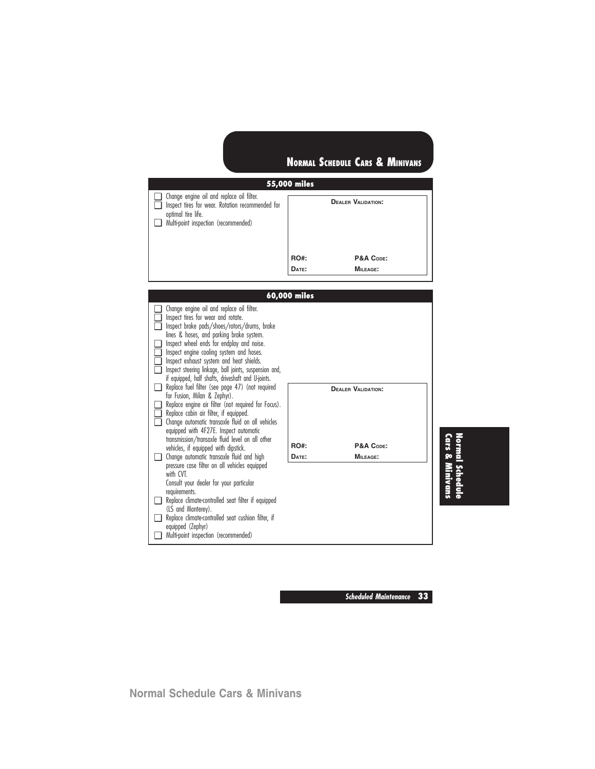## Normal Schedule Cars & Minivans

### 55,000 miles

- [ ] Change engine oil and replace oil filter.
- [ ] Inspect tires for wear. Rotation recommended for optimal tire life.
- [ ] Multi-point inspection (recommended)

**Dealer Validation:**

**RO#:** **P&A Code:**
**Date:** **Mileage:**

### 60,000 miles

- [ ] Change engine oil and replace oil filter.
- [ ] Inspect tires for wear and rotate.
- [ ] Inspect brake pads/shoes/rotors/drums, brake lines & hoses, and parking brake system.
- [ ] Inspect wheel ends for endplay and noise.
- [ ] Inspect engine cooling system and hoses.
- [ ] Inspect exhaust system and heat shields.
- [ ] Inspect steering linkage, ball joints, suspension and, if equipped, half shafts, driveshaft and U-joints.
- [ ] Replace fuel filter (see page 47) (not required for Fusion, Milan & Zephyr).
- [ ] Replace engine air filter (not required for Focus).
- [ ] Replace cabin air filter, if equipped.
- [ ] Change automatic transaxle fluid on all vehicles equipped with 4F27E. Inspect automatic transmission/transaxle fluid level on all other vehicles, if equipped with dipstick.
- [ ] Change automatic transaxle fluid and high pressure case filter on all vehicles equipped with CVT.
  Consult your dealer for your particular requirements.
- [ ] Replace climate-controlled seat filter if equipped (LS and Monterey).
- [ ] Replace climate-controlled seat cushion filter, if equipped (Zephyr)
- [ ] Multi-point inspection (recommended)

**Dealer Validation:**

**RO#:** **P&A Code:**
**Date:** **Mileage:**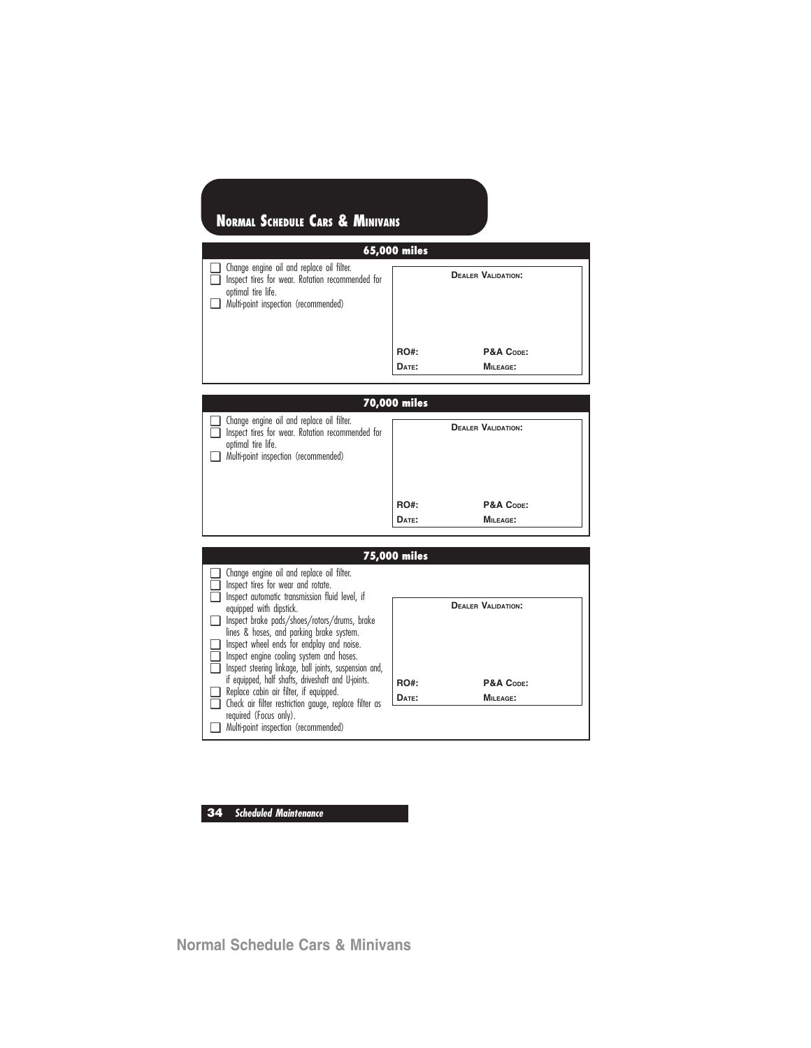## Normal Schedule Cars & Minivans

### 65,000 miles

- ☐ Change engine oil and replace oil filter.
- ☐ Inspect tires for wear. Rotation recommended for optimal tire life.
- ☐ Multi-point inspection (recommended)

**Dealer Validation:**

**RO#:**

**P&A Code:**

**Date:**

**Mileage:**

### 70,000 miles

- ☐ Change engine oil and replace oil filter.
- ☐ Inspect tires for wear. Rotation recommended for optimal tire life.
- ☐ Multi-point inspection (recommended)

**Dealer Validation:**

**RO#:**

**P&A Code:**

**Date:**

**Mileage:**

### 75,000 miles

- ☐ Change engine oil and replace oil filter.
- ☐ Inspect tires for wear and rotate.
- ☐ Inspect automatic transmission fluid level, if equipped with dipstick.
- ☐ Inspect brake pads/shoes/rotors/drums, brake lines & hoses, and parking brake system.
- ☐ Inspect wheel ends for endplay and noise.
- ☐ Inspect engine cooling system and hoses.
- ☐ Inspect steering linkage, ball joints, suspension and, if equipped, half shafts, driveshaft and U-joints.
- ☐ Replace cabin air filter, if equipped.
- ☐ Check air filter restriction gauge, replace filter as required (Focus only).
- ☐ Multi-point inspection (recommended)

**Dealer Validation:**

**RO#:**

**P&A Code:**

**Date:**

**Mileage:**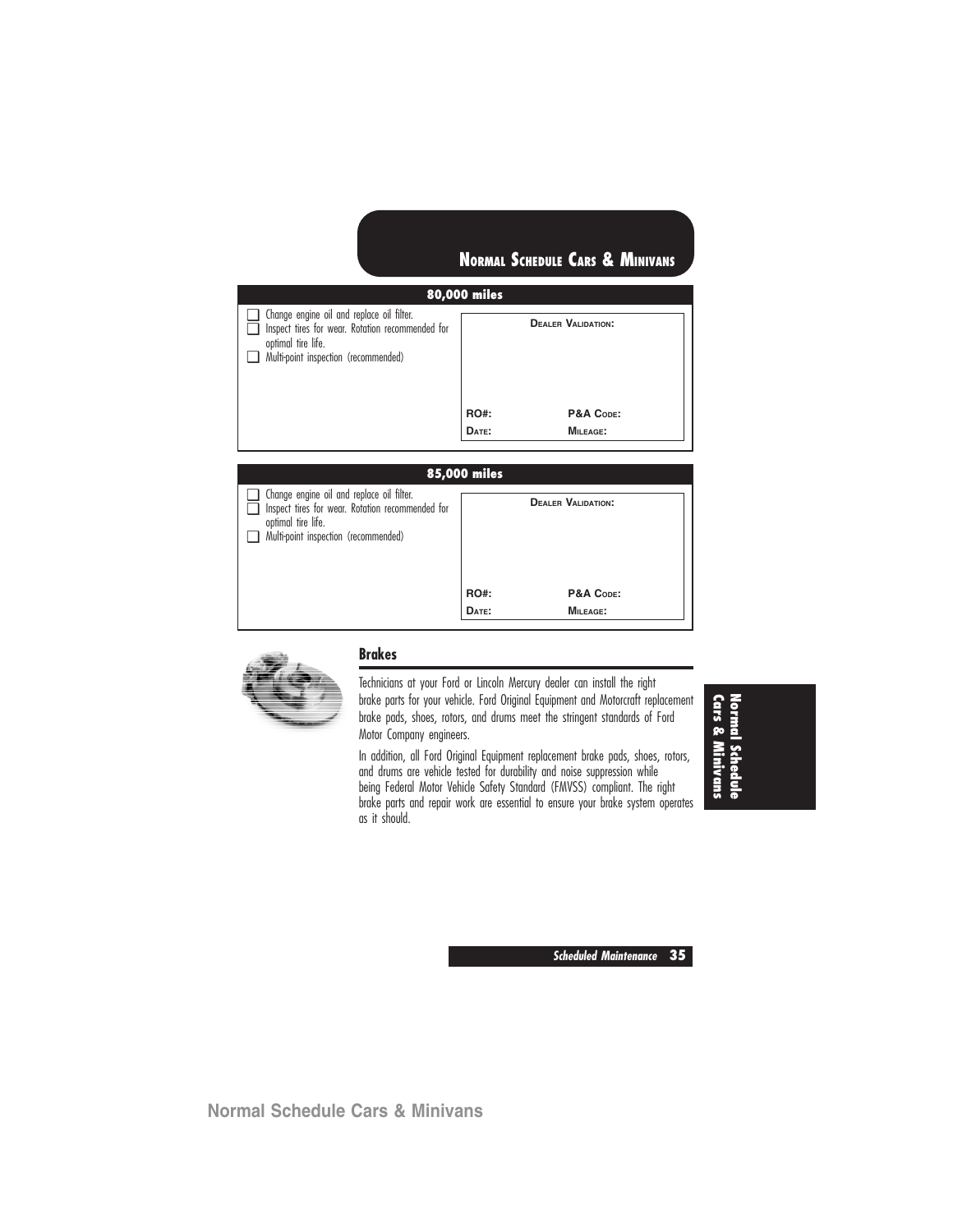## Normal Schedule Cars & Minivans

### 80,000 miles

- ☐ Change engine oil and replace oil filter.
- ☐ Inspect tires for wear. Rotation recommended for optimal tire life.
- ☐ Multi-point inspection (recommended)

**Dealer Validation:**

| | |
|---|---|
| **RO#:** | **P&A Code:** |
| **Date:** | **Mileage:** |

### 85,000 miles

- ☐ Change engine oil and replace oil filter.
- ☐ Inspect tires for wear. Rotation recommended for optimal tire life.
- ☐ Multi-point inspection (recommended)

**Dealer Validation:**

| | |
|---|---|
| **RO#:** | **P&A Code:** |
| **Date:** | **Mileage:** |

### Brakes

Technicians at your Ford or Lincoln Mercury dealer can install the right brake parts for your vehicle. Ford Original Equipment and Motorcraft replacement brake pads, shoes, rotors, and drums meet the stringent standards of Ford Motor Company engineers.

In addition, all Ford Original Equipment replacement brake pads, shoes, rotors, and drums are vehicle tested for durability and noise suppression while being Federal Motor Vehicle Safety Standard (FMVSS) compliant. The right brake parts and repair work are essential to ensure your brake system operates as it should.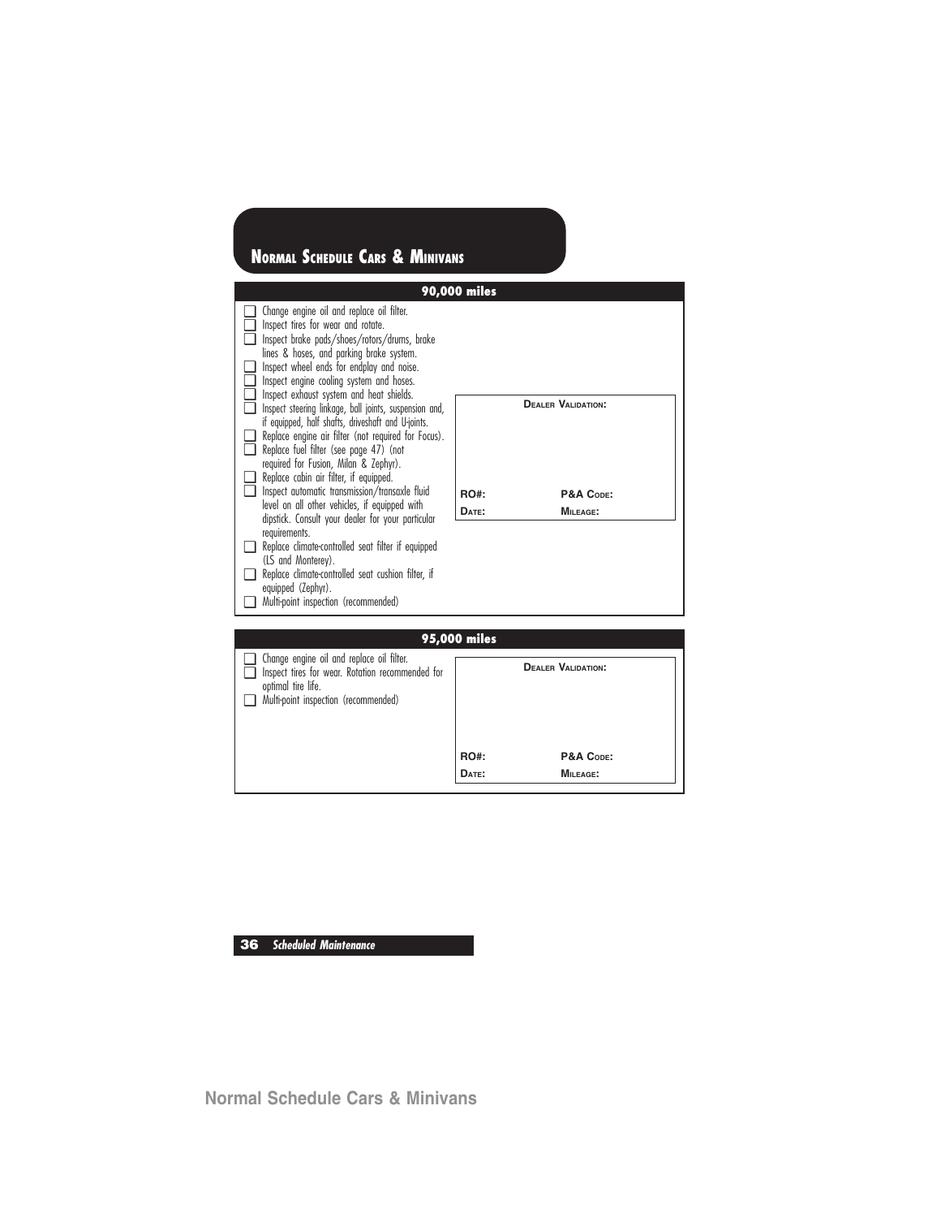## Normal Schedule Cars & Minivans

### 90,000 miles

- [ ] Change engine oil and replace oil filter.
- [ ] Inspect tires for wear and rotate.
- [ ] Inspect brake pads/shoes/rotors/drums, brake lines & hoses, and parking brake system.
- [ ] Inspect wheel ends for endplay and noise.
- [ ] Inspect engine cooling system and hoses.
- [ ] Inspect exhaust system and heat shields.
- [ ] Inspect steering linkage, ball joints, suspension and, if equipped, half shafts, driveshaft and U-joints.
- [ ] Replace engine air filter (not required for Focus).
- [ ] Replace fuel filter (see page 47) (not required for Fusion, Milan & Zephyr).
- [ ] Replace cabin air filter, if equipped.
- [ ] Inspect automatic transmission/transaxle fluid level on all other vehicles, if equipped with dipstick. Consult your dealer for your particular requirements.
- [ ] Replace climate-controlled seat filter if equipped (LS and Monterey).
- [ ] Replace climate-controlled seat cushion filter, if equipped (Zephyr).
- [ ] Multi-point inspection (recommended)

**Dealer Validation:**

| | |
|---|---|
| **RO#:** | **P&A Code:** |
| **Date:** | **Mileage:** |

### 95,000 miles

- [ ] Change engine oil and replace oil filter.
- [ ] Inspect tires for wear. Rotation recommended for optimal tire life.
- [ ] Multi-point inspection (recommended)

**Dealer Validation:**

| | |
|---|---|
| **RO#:** | **P&A Code:** |
| **Date:** | **Mileage:** |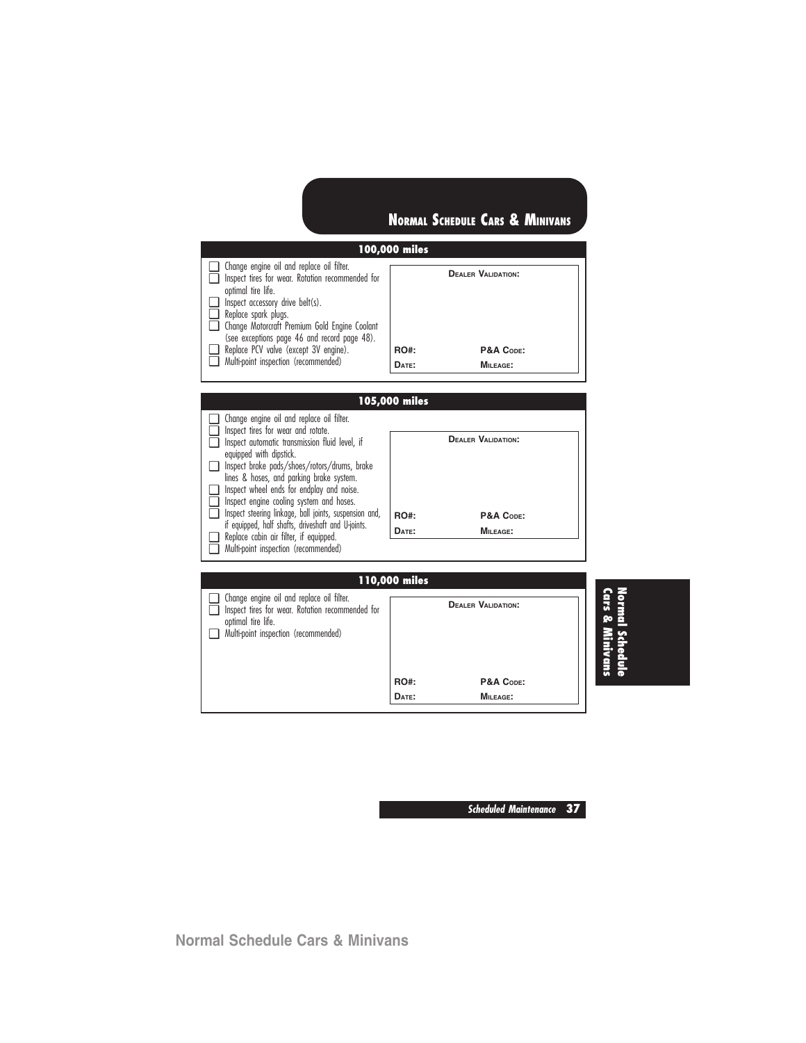## Normal Schedule Cars & Minivans

### 100,000 miles

- ☐ Change engine oil and replace oil filter.
- ☐ Inspect tires for wear. Rotation recommended for optimal tire life.
- ☐ Inspect accessory drive belt(s).
- ☐ Replace spark plugs.
- ☐ Change Motorcraft Premium Gold Engine Coolant (see exceptions page 46 and record page 48).
- ☐ Replace PCV valve (except 3V engine).
- ☐ Multi-point inspection (recommended)

**Dealer Validation:**

| | |
|---|---|
| **RO#:** | **P&A Code:** |
| **Date:** | **Mileage:** |

### 105,000 miles

- ☐ Change engine oil and replace oil filter.
- ☐ Inspect tires for wear and rotate.
- ☐ Inspect automatic transmission fluid level, if equipped with dipstick.
- ☐ Inspect brake pads/shoes/rotors/drums, brake lines & hoses, and parking brake system.
- ☐ Inspect wheel ends for endplay and noise.
- ☐ Inspect engine cooling system and hoses.
- ☐ Inspect steering linkage, ball joints, suspension and, if equipped, half shafts, driveshaft and U-joints.
- ☐ Replace cabin air filter, if equipped.
- ☐ Multi-point inspection (recommended)

**Dealer Validation:**

| | |
|---|---|
| **RO#:** | **P&A Code:** |
| **Date:** | **Mileage:** |

### 110,000 miles

- ☐ Change engine oil and replace oil filter.
- ☐ Inspect tires for wear. Rotation recommended for optimal tire life.
- ☐ Multi-point inspection (recommended)

**Dealer Validation:**

| | |
|---|---|
| **RO#:** | **P&A Code:** |
| **Date:** | **Mileage:** |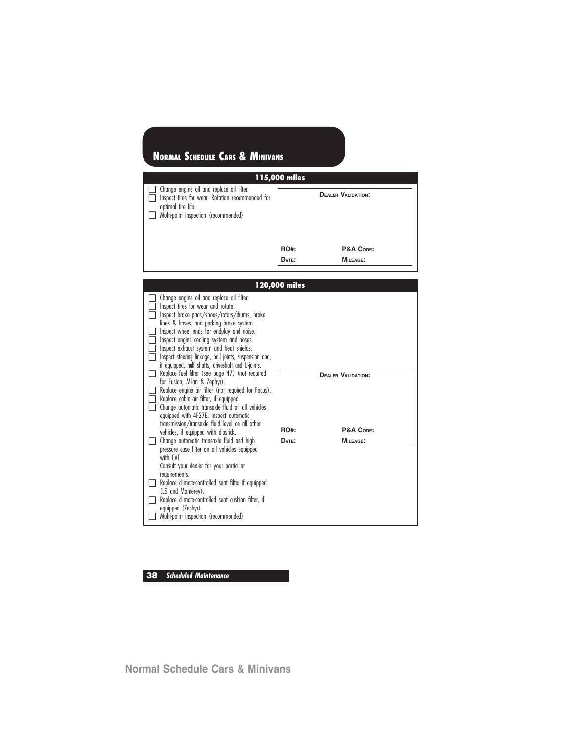# Normal Schedule Cars & Minivans

## 115,000 miles

- ☐ Change engine oil and replace oil filter.
- ☐ Inspect tires for wear. Rotation recommended for optimal tire life.
- ☐ Multi-point inspection (recommended)

**Dealer Validation:**

| | |
|---|---|
| **RO#:** | **P&A Code:** |
| **Date:** | **Mileage:** |

## 120,000 miles

- ☐ Change engine oil and replace oil filter.
- ☐ Inspect tires for wear and rotate.
- ☐ Inspect brake pads/shoes/rotors/drums, brake lines & hoses, and parking brake system.
- ☐ Inspect wheel ends for endplay and noise.
- ☐ Inspect engine cooling system and hoses.
- ☐ Inspect exhaust system and heat shields.
- ☐ Inspect steering linkage, ball joints, suspension and, if equipped, half shafts, driveshaft and U-joints.
- ☐ Replace fuel filter (see page 47) (not required for Fusion, Milan & Zephyr).
- ☐ Replace engine air filter (not required for Focus).
- ☐ Replace cabin air filter, if equipped.
- ☐ Change automatic transaxle fluid on all vehicles equipped with 4F27E. Inspect automatic transmission/transaxle fluid level on all other vehicles, if equipped with dipstick.
- ☐ Change automatic transaxle fluid and high pressure case filter on all vehicles equipped with CVT.
  Consult your dealer for your particular requirements.
- ☐ Replace climate-controlled seat filter if equipped (LS and Monterey).
- ☐ Replace climate-controlled seat cushion filter, if equipped (Zephyr).
- ☐ Multi-point inspection (recommended)

**Dealer Validation:**

| | |
|---|---|
| **RO#:** | **P&A Code:** |
| **Date:** | **Mileage:** |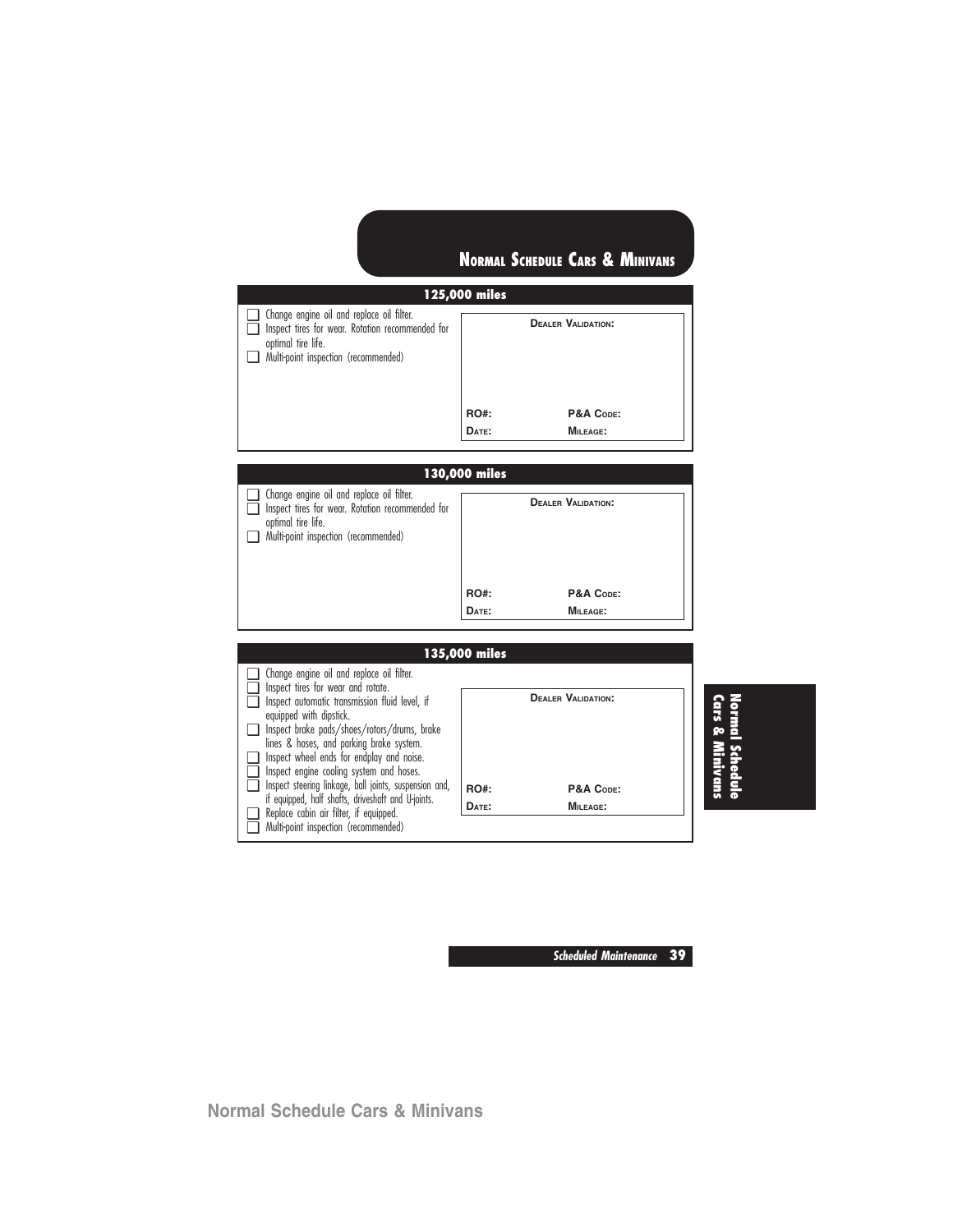## Normal Schedule Cars & Minivans

### 125,000 miles

- ☐ Change engine oil and replace oil filter.
- ☐ Inspect tires for wear. Rotation recommended for optimal tire life.
- ☐ Multi-point inspection (recommended)

**Dealer Validation:**

**RO#:** **P&A Code:**

**Date:** **Mileage:**

### 130,000 miles

- ☐ Change engine oil and replace oil filter.
- ☐ Inspect tires for wear. Rotation recommended for optimal tire life.
- ☐ Multi-point inspection (recommended)

**Dealer Validation:**

**RO#:** **P&A Code:**

**Date:** **Mileage:**

### 135,000 miles

- ☐ Change engine oil and replace oil filter.
- ☐ Inspect tires for wear and rotate.
- ☐ Inspect automatic transmission fluid level, if equipped with dipstick.
- ☐ Inspect brake pads/shoes/rotors/drums, brake lines & hoses, and parking brake system.
- ☐ Inspect wheel ends for endplay and noise.
- ☐ Inspect engine cooling system and hoses.
- ☐ Inspect steering linkage, ball joints, suspension and, if equipped, half shafts, driveshaft and U-joints.
- ☐ Replace cabin air filter, if equipped.
- ☐ Multi-point inspection (recommended)

**Dealer Validation:**

**RO#:** **P&A Code:**

**Date:** **Mileage:**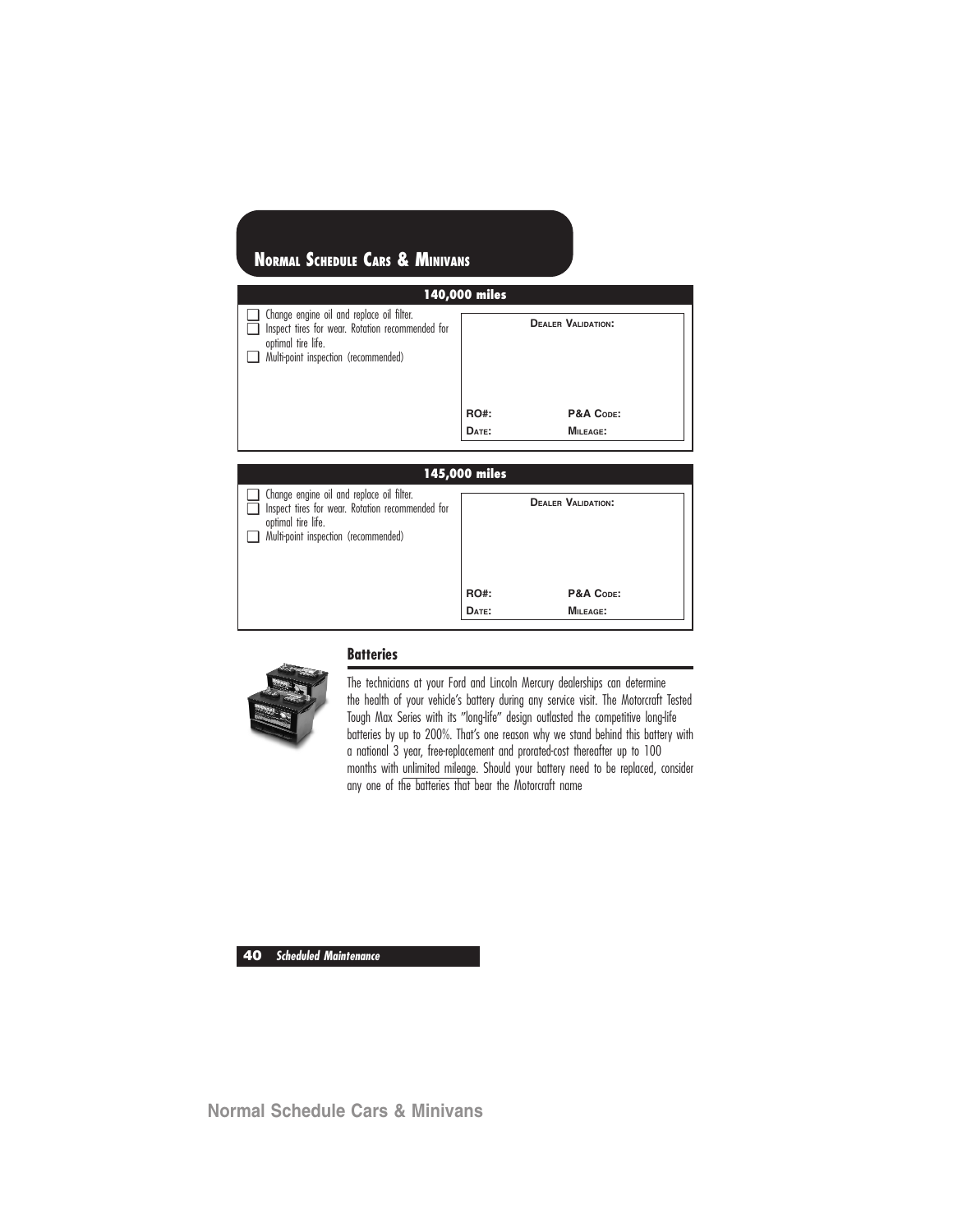## Normal Schedule Cars & Minivans

### 140,000 miles

- [ ] Change engine oil and replace oil filter.
- [ ] Inspect tires for wear. Rotation recommended for optimal tire life.
- [ ] Multi-point inspection (recommended)

| Dealer Validation: | |
|---|---|
| RO#: | P&A Code: |
| Date: | Mileage: |

### 145,000 miles

- [ ] Change engine oil and replace oil filter.
- [ ] Inspect tires for wear. Rotation recommended for optimal tire life.
- [ ] Multi-point inspection (recommended)

| Dealer Validation: | |
|---|---|
| RO#: | P&A Code: |
| Date: | Mileage: |

### Batteries

The technicians at your Ford and Lincoln Mercury dealerships can determine the health of your vehicle's battery during any service visit. The Motorcraft Tested Tough Max Series with its "long-life" design outlasted the competitive long-life batteries by up to 200%. That's one reason why we stand behind this battery with a national 3 year, free-replacement and prorated-cost thereafter up to 100 months with unlimited mileage. Should your battery need to be replaced, consider any one of the batteries that bear the Motorcraft name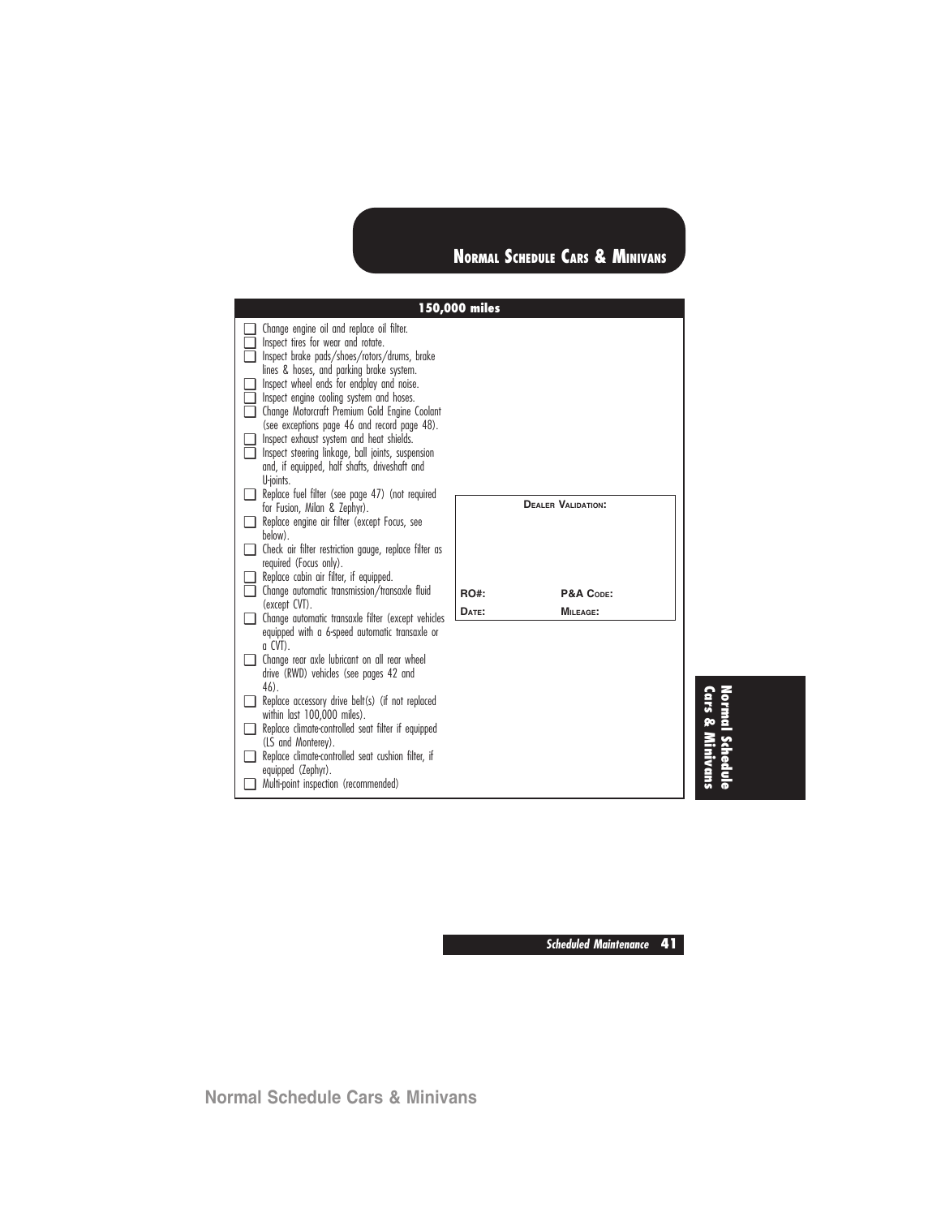## 150,000 miles

- ☐ Change engine oil and replace oil filter.
- ☐ Inspect tires for wear and rotate.
- ☐ Inspect brake pads/shoes/rotors/drums, brake lines & hoses, and parking brake system.
- ☐ Inspect wheel ends for endplay and noise.
- ☐ Inspect engine cooling system and hoses.
- ☐ Change Motorcraft Premium Gold Engine Coolant (see exceptions page 46 and record page 48).
- ☐ Inspect exhaust system and heat shields.
- ☐ Inspect steering linkage, ball joints, suspension and, if equipped, half shafts, driveshaft and U-joints.
- ☐ Replace fuel filter (see page 47) (not required for Fusion, Milan & Zephyr).
- ☐ Replace engine air filter (except Focus, see below).
- ☐ Check air filter restriction gauge, replace filter as required (Focus only).
- ☐ Replace cabin air filter, if equipped.
- ☐ Change automatic transmission/transaxle fluid (except CVT).
- ☐ Change automatic transaxle filter (except vehicles equipped with a 6-speed automatic transaxle or a CVT).
- ☐ Change rear axle lubricant on all rear wheel drive (RWD) vehicles (see pages 42 and 46).
- ☐ Replace accessory drive belt(s) (if not replaced within last 100,000 miles).
- ☐ Replace climate-controlled seat filter if equipped (LS and Monterey).
- ☐ Replace climate-controlled seat cushion filter, if equipped (Zephyr).
- ☐ Multi-point inspection (recommended)

**Dealer Validation:**

| | |
|---|---|
| **RO#:** | **P&A Code:** |
| **Date:** | **Mileage:** |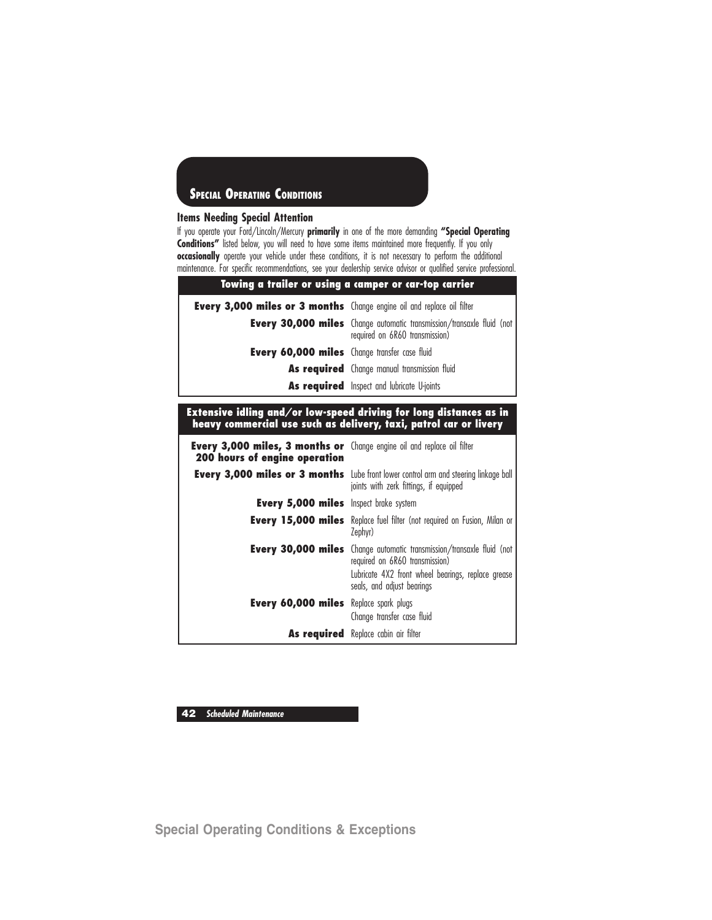## Special Operating Conditions

### Items Needing Special Attention

If you operate your Ford/Lincoln/Mercury **primarily** in one of the more demanding **"Special Operating Conditions"** listed below, you will need to have some items maintained more frequently. If you only **occasionally** operate your vehicle under these conditions, it is not necessary to perform the additional maintenance. For specific recommendations, see your dealership service advisor or qualified service professional.

| Towing a trailer or using a camper or car-top carrier | |
|---|---|
| **Every 3,000 miles or 3 months** | Change engine oil and replace oil filter |
| **Every 30,000 miles** | Change automatic transmission/transaxle fluid (not required on 6R60 transmission) |
| **Every 60,000 miles** | Change transfer case fluid |
| **As required** | Change manual transmission fluid |
| **As required** | Inspect and lubricate U-joints |

| Extensive idling and/or low-speed driving for long distances as in heavy commercial use such as delivery, taxi, patrol car or livery | |
|---|---|
| **Every 3,000 miles, 3 months or 200 hours of engine operation** | Change engine oil and replace oil filter |
| **Every 3,000 miles or 3 months** | Lube front lower control arm and steering linkage ball joints with zerk fittings, if equipped |
| **Every 5,000 miles** | Inspect brake system |
| **Every 15,000 miles** | Replace fuel filter (not required on Fusion, Milan or Zephyr) |
| **Every 30,000 miles** | Change automatic transmission/transaxle fluid (not required on 6R60 transmission)<br>Lubricate 4X2 front wheel bearings, replace grease seals, and adjust bearings |
| **Every 60,000 miles** | Replace spark plugs<br>Change transfer case fluid |
| **As required** | Replace cabin air filter |

Special Operating Conditions & Exceptions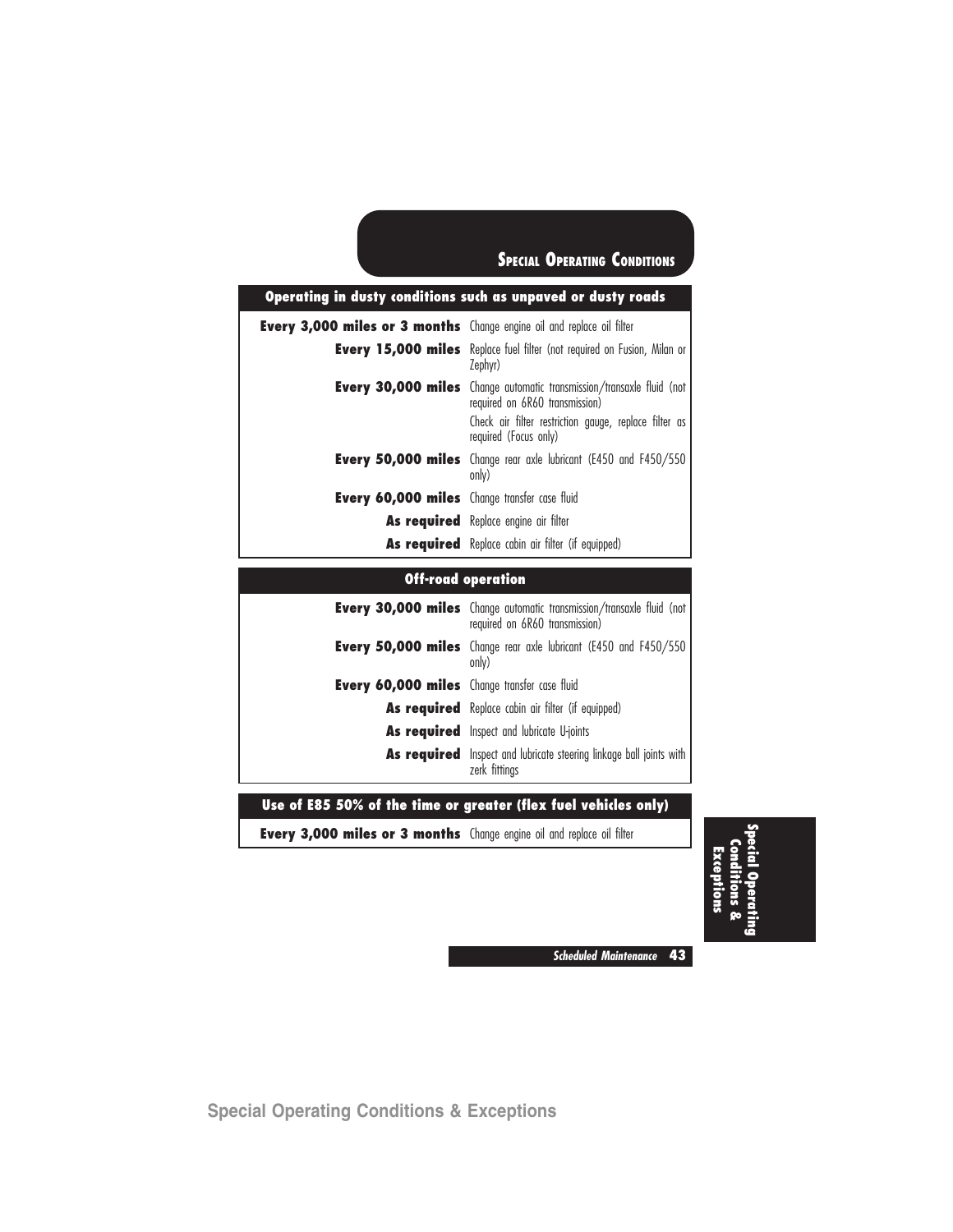## Special Operating Conditions

| Operating in dusty conditions such as unpaved or dusty roads | |
|---|---|
| **Every 3,000 miles or 3 months** | Change engine oil and replace oil filter |
| **Every 15,000 miles** | Replace fuel filter (not required on Fusion, Milan or Zephyr) |
| **Every 30,000 miles** | Change automatic transmission/transaxle fluid (not required on 6R60 transmission) |
| | Check air filter restriction gauge, replace filter as required (Focus only) |
| **Every 50,000 miles** | Change rear axle lubricant (E450 and F450/550 only) |
| **Every 60,000 miles** | Change transfer case fluid |
| **As required** | Replace engine air filter |
| **As required** | Replace cabin air filter (if equipped) |

| Off-road operation | |
|---|---|
| **Every 30,000 miles** | Change automatic transmission/transaxle fluid (not required on 6R60 transmission) |
| **Every 50,000 miles** | Change rear axle lubricant (E450 and F450/550 only) |
| **Every 60,000 miles** | Change transfer case fluid |
| **As required** | Replace cabin air filter (if equipped) |
| **As required** | Inspect and lubricate U-joints |
| **As required** | Inspect and lubricate steering linkage ball joints with zerk fittings |

| Use of E85 50% of the time or greater (flex fuel vehicles only) | |
|---|---|
| **Every 3,000 miles or 3 months** | Change engine oil and replace oil filter |

Special Operating Conditions & Exceptions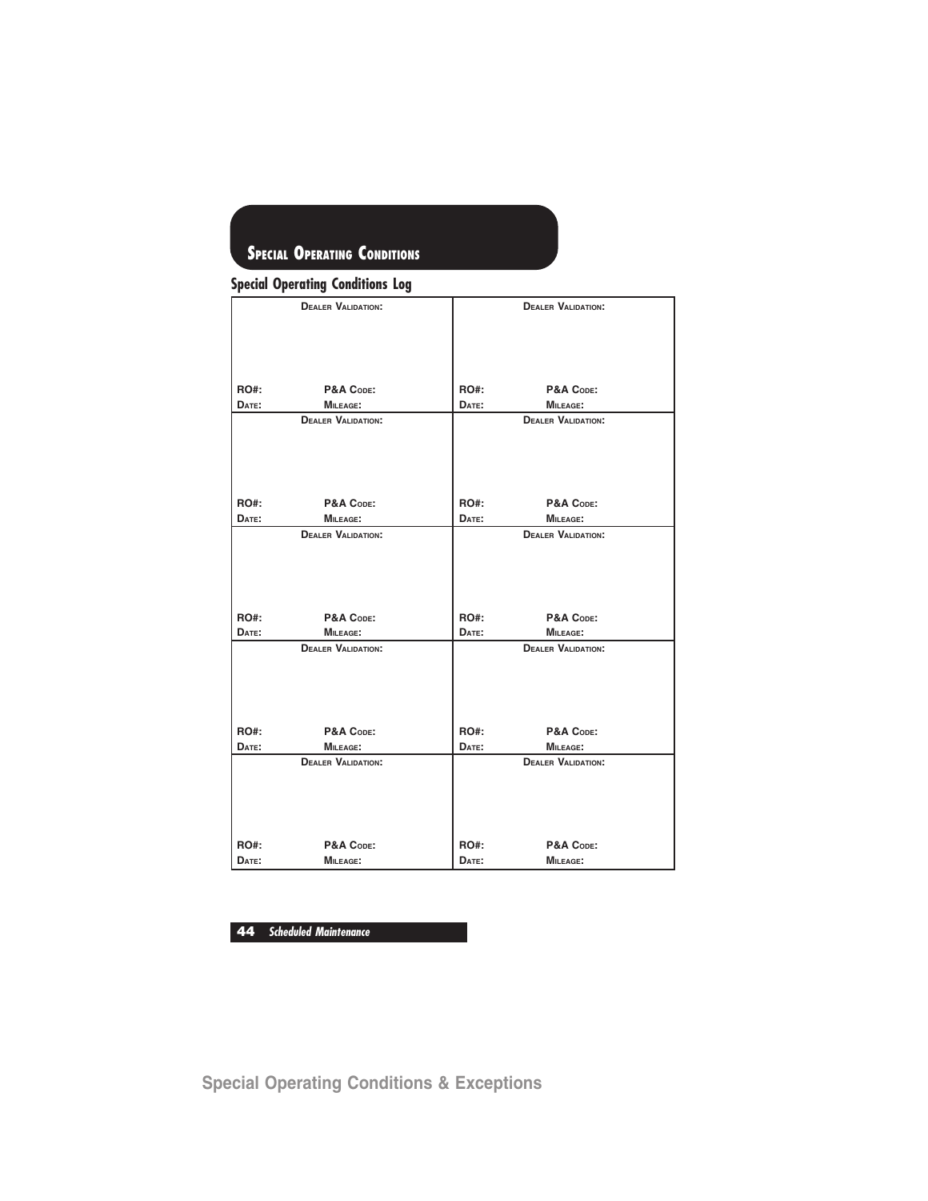# Special Operating Conditions

## Special Operating Conditions Log

| Dealer Validation: | Dealer Validation: |
|---|---|
| RO#: P&A Code: | RO#: P&A Code: |
| Date: Mileage: | Date: Mileage: |
| Dealer Validation: | Dealer Validation: |
| RO#: P&A Code: | RO#: P&A Code: |
| Date: Mileage: | Date: Mileage: |
| Dealer Validation: | Dealer Validation: |
| RO#: P&A Code: | RO#: P&A Code: |
| Date: Mileage: | Date: Mileage: |
| Dealer Validation: | Dealer Validation: |
| RO#: P&A Code: | RO#: P&A Code: |
| Date: Mileage: | Date: Mileage: |
| Dealer Validation: | Dealer Validation: |
| RO#: P&A Code: | RO#: P&A Code: |
| Date: Mileage: | Date: Mileage: |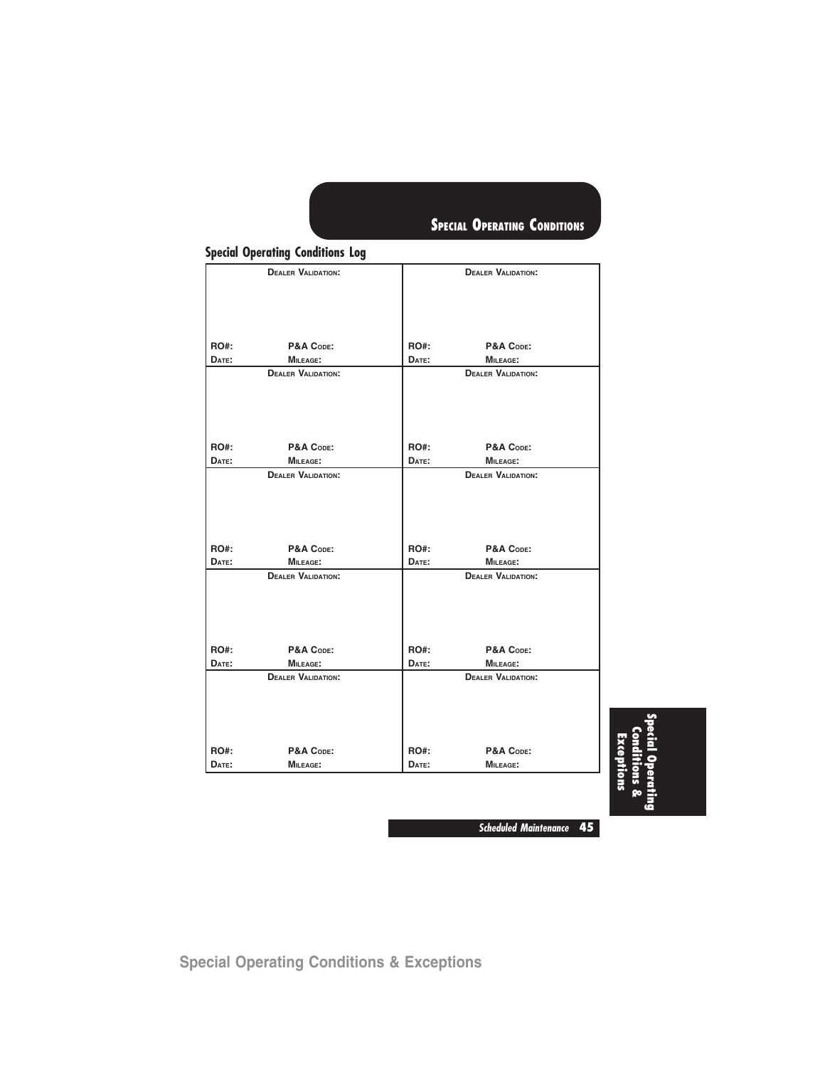## Special Operating Conditions Log

| Dealer Validation: | Dealer Validation: |
|---|---|
| RO#: P&A Code: | RO#: P&A Code: |
| Date: Mileage: | Date: Mileage: |
| Dealer Validation: | Dealer Validation: |
| RO#: P&A Code: | RO#: P&A Code: |
| Date: Mileage: | Date: Mileage: |
| Dealer Validation: | Dealer Validation: |
| RO#: P&A Code: | RO#: P&A Code: |
| Date: Mileage: | Date: Mileage: |
| Dealer Validation: | Dealer Validation: |
| RO#: P&A Code: | RO#: P&A Code: |
| Date: Mileage: | Date: Mileage: |
| Dealer Validation: | Dealer Validation: |
| RO#: P&A Code: | RO#: P&A Code: |
| Date: Mileage: | Date: Mileage: |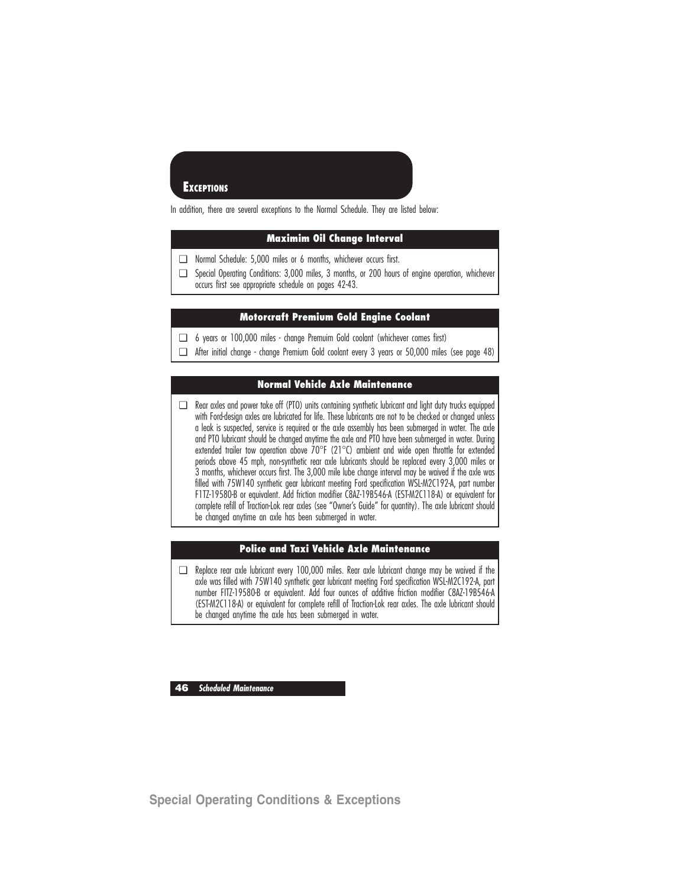## Exceptions

In addition, there are several exceptions to the Normal Schedule. They are listed below:

### Maximim Oil Change Interval

- ❑ Normal Schedule: 5,000 miles or 6 months, whichever occurs first.
- ❑ Special Operating Conditions: 3,000 miles, 3 months, or 200 hours of engine operation, whichever occurs first see appropriate schedule on pages 42-43.

### Motorcraft Premium Gold Engine Coolant

- ❑ 6 years or 100,000 miles - change Premuim Gold coolant (whichever comes first)
- ❑ After initial change - change Premium Gold coolant every 3 years or 50,000 miles (see page 48)

### Normal Vehicle Axle Maintenance

- ❑ Rear axles and power take off (PTO) units containing synthetic lubricant and light duty trucks equipped with Ford-design axles are lubricated for life. These lubricants are not to be checked or changed unless a leak is suspected, service is required or the axle assembly has been submerged in water. The axle and PTO lubricant should be changed anytime the axle and PTO have been submerged in water. During extended trailer tow operation above 70°F (21°C) ambient and wide open throttle for extended periods above 45 mph, non-synthetic rear axle lubricants should be replaced every 3,000 miles or 3 months, whichever occurs first. The 3,000 mile lube change interval may be waived if the axle was filled with 75W140 synthetic gear lubricant meeting Ford specification WSL-M2C192-A, part number F1TZ-19580-B or equivalent. Add friction modifier C8AZ-19B546-A (EST-M2C118-A) or equivalent for complete refill of Traction-Lok rear axles (see "Owner's Guide" for quantity). The axle lubricant should be changed anytime an axle has been submerged in water.

### Police and Taxi Vehicle Axle Maintenance

- ❑ Replace rear axle lubricant every 100,000 miles. Rear axle lubricant change may be waived if the axle was filled with 75W140 synthetic gear lubricant meeting Ford specification WSL-M2C192-A, part number FITZ-19580-B or equivalent. Add four ounces of additive friction modifier C8AZ-19B546-A (EST-M2C118-A) or equivalent for complete refill of Traction-Lok rear axles. The axle lubricant should be changed anytime the axle has been submerged in water.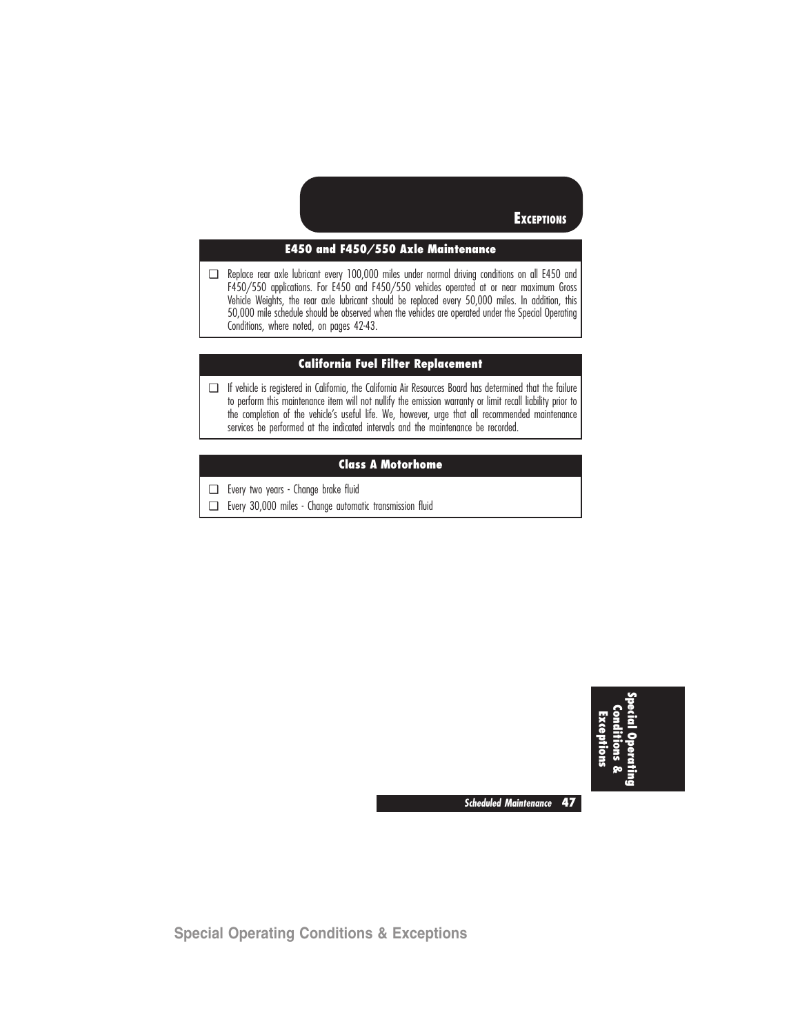## Exceptions

### E450 and F450/550 Axle Maintenance

- ❑ Replace rear axle lubricant every 100,000 miles under normal driving conditions on all E450 and F450/550 applications. For E450 and F450/550 vehicles operated at or near maximum Gross Vehicle Weights, the rear axle lubricant should be replaced every 50,000 miles. In addition, this 50,000 mile schedule should be observed when the vehicles are operated under the Special Operating Conditions, where noted, on pages 42-43.

### California Fuel Filter Replacement

- ❑ If vehicle is registered in California, the California Air Resources Board has determined that the failure to perform this maintenance item will not nullify the emission warranty or limit recall liability prior to the completion of the vehicle's useful life. We, however, urge that all recommended maintenance services be performed at the indicated intervals and the maintenance be recorded.

### Class A Motorhome

- ❑ Every two years - Change brake fluid
- ❑ Every 30,000 miles - Change automatic transmission fluid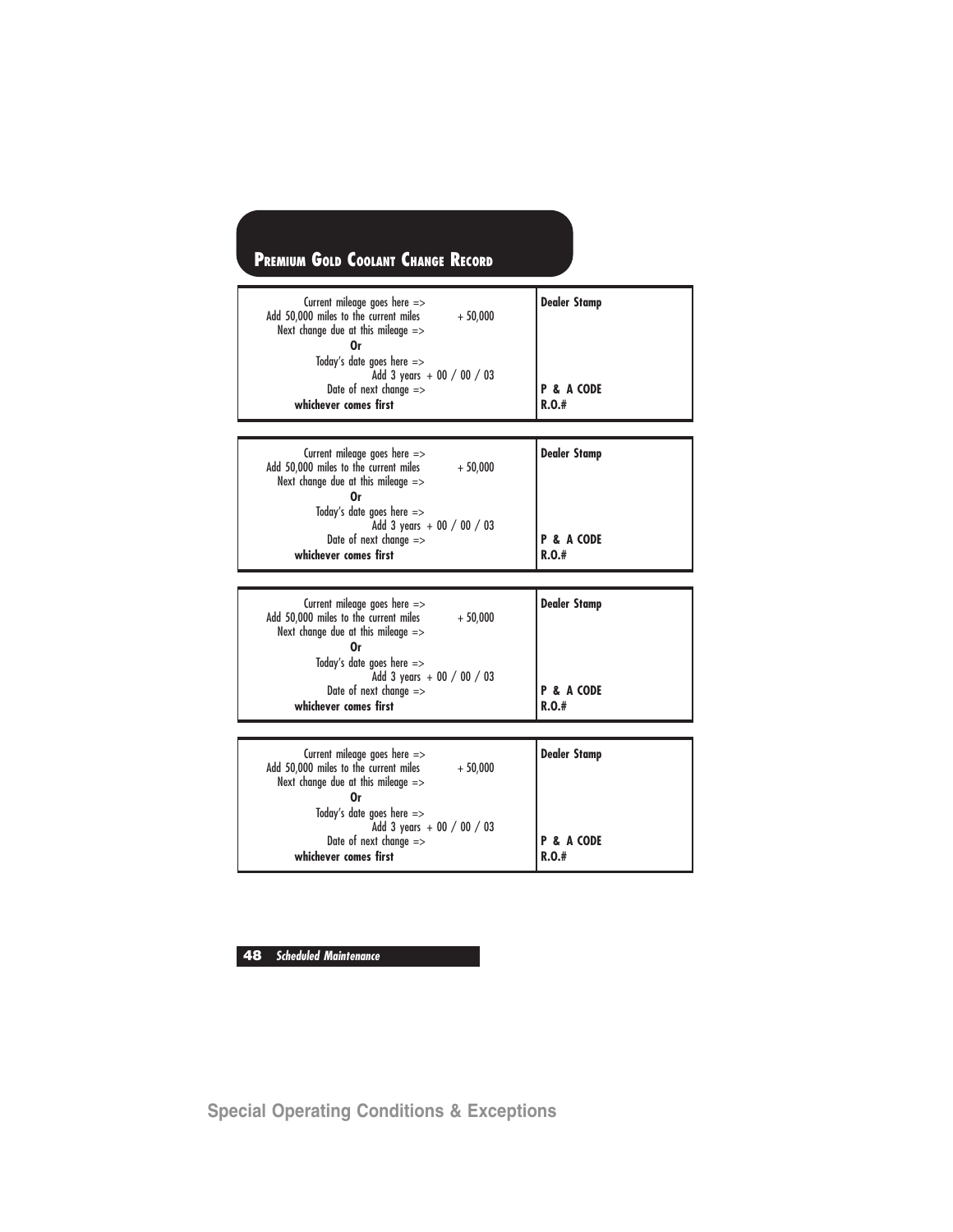## Premium Gold Coolant Change Record

| | |
|---|---|
| Current mileage goes here =><br>Add 50,000 miles to the current miles + 50,000<br>Next change due at this mileage =><br>**Or**<br>Today's date goes here =><br>Add 3 years + 00 / 00 / 03<br>Date of next change =><br>**whichever comes first** | **Dealer Stamp**<br><br><br><br><br><br>**P & A CODE**<br>**R.O.#** |

| | |
|---|---|
| Current mileage goes here =><br>Add 50,000 miles to the current miles + 50,000<br>Next change due at this mileage =><br>**Or**<br>Today's date goes here =><br>Add 3 years + 00 / 00 / 03<br>Date of next change =><br>**whichever comes first** | **Dealer Stamp**<br><br><br><br><br><br>**P & A CODE**<br>**R.O.#** |

| | |
|---|---|
| Current mileage goes here =><br>Add 50,000 miles to the current miles + 50,000<br>Next change due at this mileage =><br>**Or**<br>Today's date goes here =><br>Add 3 years + 00 / 00 / 03<br>Date of next change =><br>**whichever comes first** | **Dealer Stamp**<br><br><br><br><br><br>**P & A CODE**<br>**R.O.#** |

| | |
|---|---|
| Current mileage goes here =><br>Add 50,000 miles to the current miles + 50,000<br>Next change due at this mileage =><br>**Or**<br>Today's date goes here =><br>Add 3 years + 00 / 00 / 03<br>Date of next change =><br>**whichever comes first** | **Dealer Stamp**<br><br><br><br><br><br>**P & A CODE**<br>**R.O.#** |

**Special Operating Conditions & Exceptions**